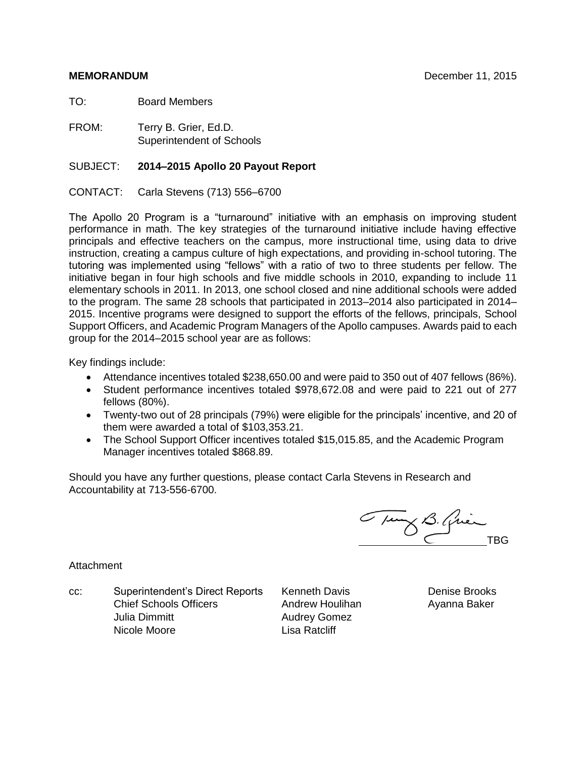**MEMORANDUM** December 11, 2015

TO: Board Members

FROM: Terry B. Grier, Ed.D.
Superintendent of Schools

SUBJECT: **2014–2015 Apollo 20 Payout Report**

CONTACT: Carla Stevens (713) 556–6700

The Apollo 20 Program is a "turnaround" initiative with an emphasis on improving student performance in math. The key strategies of the turnaround initiative include having effective principals and effective teachers on the campus, more instructional time, using data to drive instruction, creating a campus culture of high expectations, and providing in-school tutoring. The tutoring was implemented using "fellows" with a ratio of two to three students per fellow. The initiative began in four high schools and five middle schools in 2010, expanding to include 11 elementary schools in 2011. In 2013, one school closed and nine additional schools were added to the program. The same 28 schools that participated in 2013–2014 also participated in 2014–2015. Incentive programs were designed to support the efforts of the fellows, principals, School Support Officers, and Academic Program Managers of the Apollo campuses. Awards paid to each group for the 2014–2015 school year are as follows:

Key findings include:

- Attendance incentives totaled $238,650.00 and were paid to 350 out of 407 fellows (86%).
- Student performance incentives totaled $978,672.08 and were paid to 221 out of 277 fellows (80%).
- Twenty-two out of 28 principals (79%) were eligible for the principals' incentive, and 20 of them were awarded a total of $103,353.21.
- The School Support Officer incentives totaled $15,015.85, and the Academic Program Manager incentives totaled $868.89.

Should you have any further questions, please contact Carla Stevens in Research and Accountability at 713-556-6700.

TBG

Attachment

cc: Superintendent's Direct Reports
Chief Schools Officers
Julia Dimmitt
Nicole Moore
Kenneth Davis
Andrew Houlihan
Audrey Gomez
Lisa Ratcliff
Denise Brooks
Ayanna Baker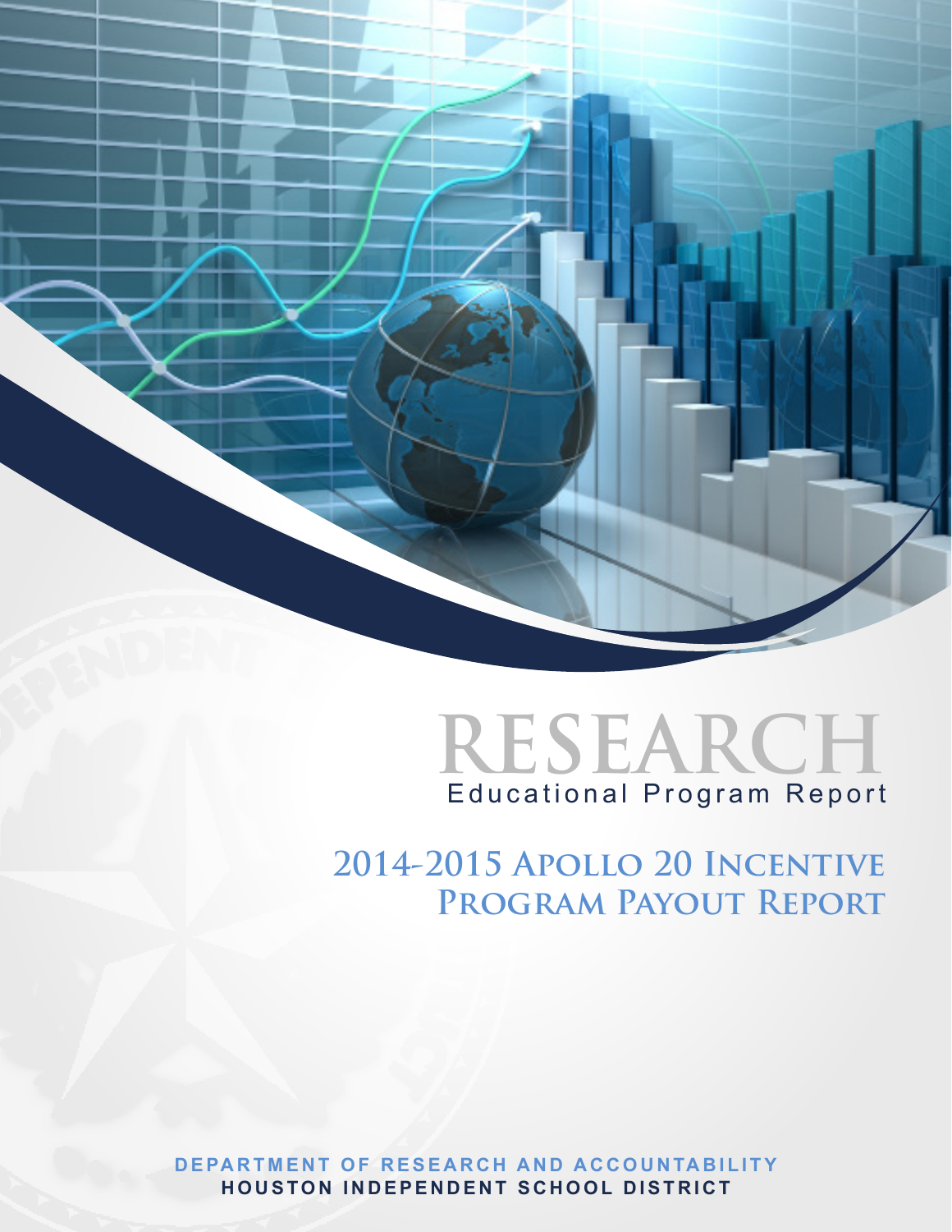# RESEARCH

Educational Program Report

## 2014-2015 Apollo 20 Incentive Program Payout Report

**DEPARTMENT OF RESEARCH AND ACCOUNTABILITY**
**HOUSTON INDEPENDENT SCHOOL DISTRICT**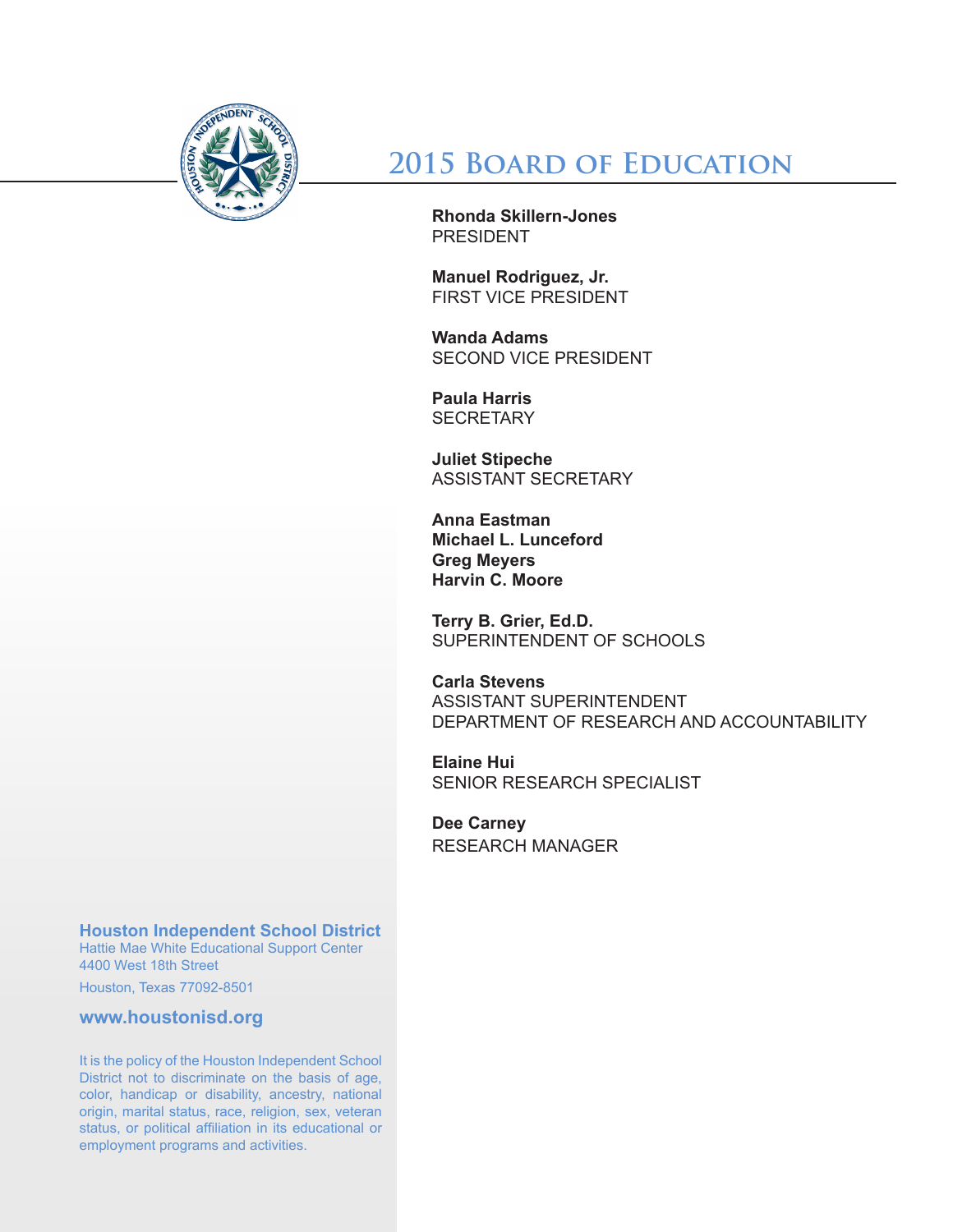# 2015 Board of Education

**Rhonda Skillern-Jones**
PRESIDENT

**Manuel Rodriguez, Jr.**
FIRST VICE PRESIDENT

**Wanda Adams**
SECOND VICE PRESIDENT

**Paula Harris**
SECRETARY

**Juliet Stipeche**
ASSISTANT SECRETARY

**Anna Eastman**
**Michael L. Lunceford**
**Greg Meyers**
**Harvin C. Moore**

**Terry B. Grier, Ed.D.**
SUPERINTENDENT OF SCHOOLS

**Carla Stevens**
ASSISTANT SUPERINTENDENT
DEPARTMENT OF RESEARCH AND ACCOUNTABILITY

**Elaine Hui**
SENIOR RESEARCH SPECIALIST

**Dee Carney**
RESEARCH MANAGER

**Houston Independent School District**
Hattie Mae White Educational Support Center
4400 West 18th Street
Houston, Texas 77092-8501

**www.houstonisd.org**

It is the policy of the Houston Independent School District not to discriminate on the basis of age, color, handicap or disability, ancestry, national origin, marital status, race, religion, sex, veteran status, or political affiliation in its educational or employment programs and activities.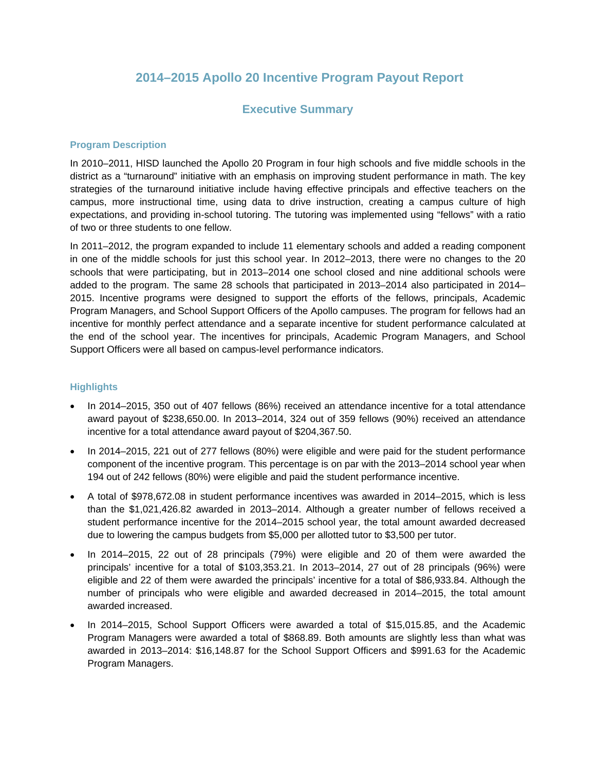# 2014–2015 Apollo 20 Incentive Program Payout Report

## Executive Summary

### Program Description

In 2010–2011, HISD launched the Apollo 20 Program in four high schools and five middle schools in the district as a "turnaround" initiative with an emphasis on improving student performance in math. The key strategies of the turnaround initiative include having effective principals and effective teachers on the campus, more instructional time, using data to drive instruction, creating a campus culture of high expectations, and providing in-school tutoring. The tutoring was implemented using "fellows" with a ratio of two or three students to one fellow.

In 2011–2012, the program expanded to include 11 elementary schools and added a reading component in one of the middle schools for just this school year. In 2012–2013, there were no changes to the 20 schools that were participating, but in 2013–2014 one school closed and nine additional schools were added to the program. The same 28 schools that participated in 2013–2014 also participated in 2014–2015. Incentive programs were designed to support the efforts of the fellows, principals, Academic Program Managers, and School Support Officers of the Apollo campuses. The program for fellows had an incentive for monthly perfect attendance and a separate incentive for student performance calculated at the end of the school year. The incentives for principals, Academic Program Managers, and School Support Officers were all based on campus-level performance indicators.

### Highlights

- In 2014–2015, 350 out of 407 fellows (86%) received an attendance incentive for a total attendance award payout of $238,650.00. In 2013–2014, 324 out of 359 fellows (90%) received an attendance incentive for a total attendance award payout of $204,367.50.
- In 2014–2015, 221 out of 277 fellows (80%) were eligible and were paid for the student performance component of the incentive program. This percentage is on par with the 2013–2014 school year when 194 out of 242 fellows (80%) were eligible and paid the student performance incentive.
- A total of $978,672.08 in student performance incentives was awarded in 2014–2015, which is less than the $1,021,426.82 awarded in 2013–2014. Although a greater number of fellows received a student performance incentive for the 2014–2015 school year, the total amount awarded decreased due to lowering the campus budgets from $5,000 per allotted tutor to $3,500 per tutor.
- In 2014–2015, 22 out of 28 principals (79%) were eligible and 20 of them were awarded the principals' incentive for a total of $103,353.21. In 2013–2014, 27 out of 28 principals (96%) were eligible and 22 of them were awarded the principals' incentive for a total of $86,933.84. Although the number of principals who were eligible and awarded decreased in 2014–2015, the total amount awarded increased.
- In 2014–2015, School Support Officers were awarded a total of $15,015.85, and the Academic Program Managers were awarded a total of $868.89. Both amounts are slightly less than what was awarded in 2013–2014: $16,148.87 for the School Support Officers and $991.63 for the Academic Program Managers.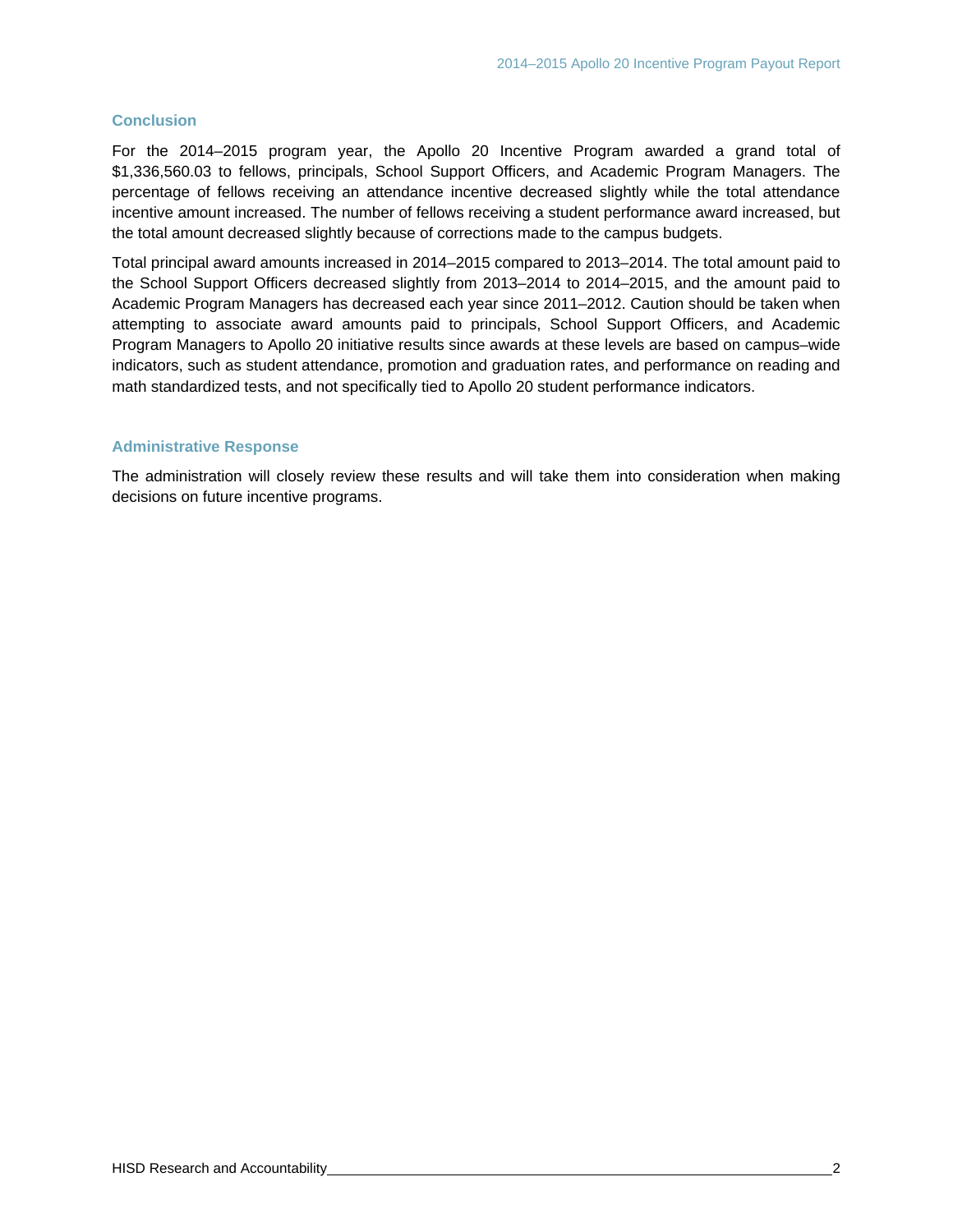## Conclusion

For the 2014–2015 program year, the Apollo 20 Incentive Program awarded a grand total of $1,336,560.03 to fellows, principals, School Support Officers, and Academic Program Managers. The percentage of fellows receiving an attendance incentive decreased slightly while the total attendance incentive amount increased. The number of fellows receiving a student performance award increased, but the total amount decreased slightly because of corrections made to the campus budgets.

Total principal award amounts increased in 2014–2015 compared to 2013–2014. The total amount paid to the School Support Officers decreased slightly from 2013–2014 to 2014–2015, and the amount paid to Academic Program Managers has decreased each year since 2011–2012. Caution should be taken when attempting to associate award amounts paid to principals, School Support Officers, and Academic Program Managers to Apollo 20 initiative results since awards at these levels are based on campus–wide indicators, such as student attendance, promotion and graduation rates, and performance on reading and math standardized tests, and not specifically tied to Apollo 20 student performance indicators.

## Administrative Response

The administration will closely review these results and will take them into consideration when making decisions on future incentive programs.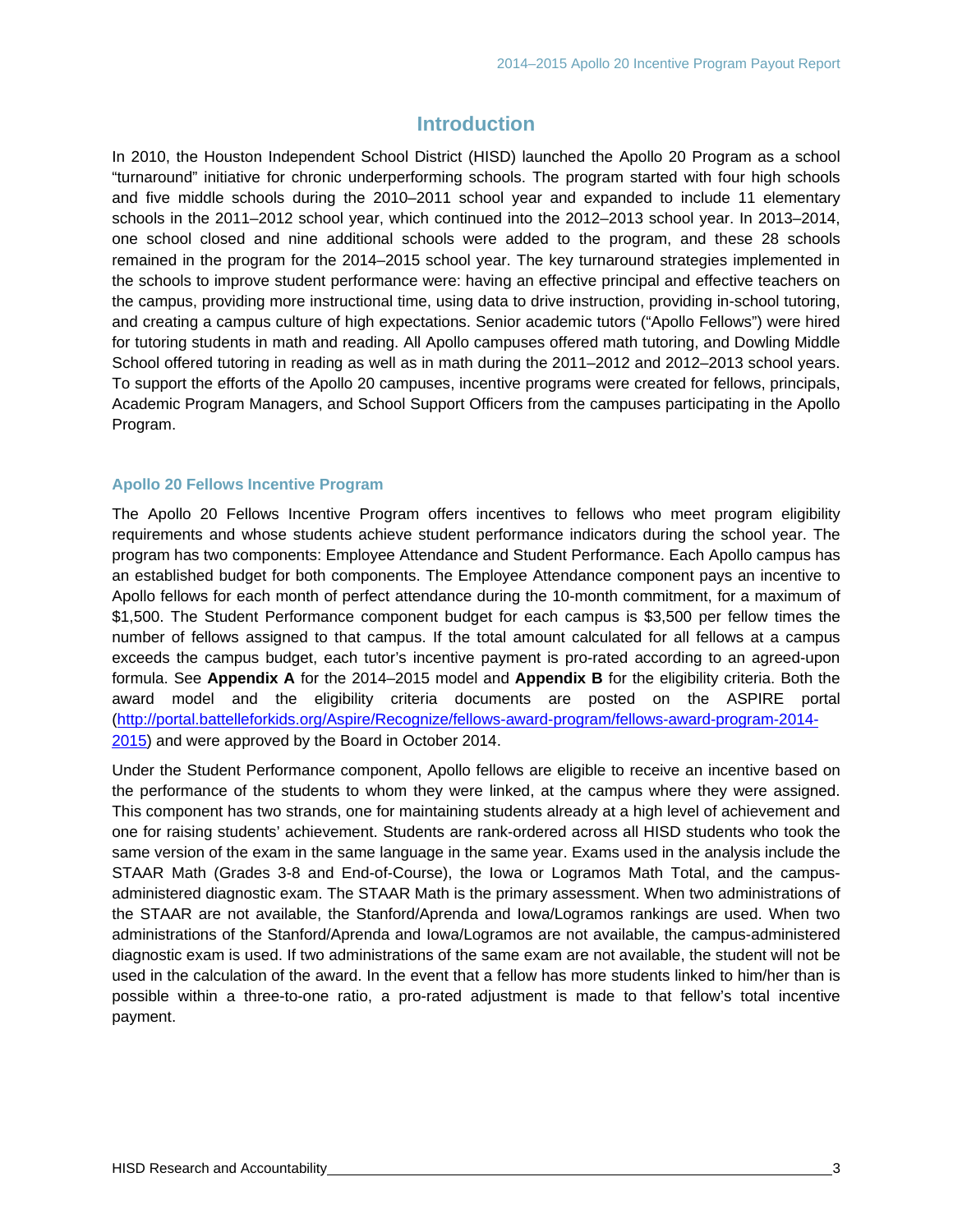## Introduction

In 2010, the Houston Independent School District (HISD) launched the Apollo 20 Program as a school "turnaround" initiative for chronic underperforming schools. The program started with four high schools and five middle schools during the 2010–2011 school year and expanded to include 11 elementary schools in the 2011–2012 school year, which continued into the 2012–2013 school year. In 2013–2014, one school closed and nine additional schools were added to the program, and these 28 schools remained in the program for the 2014–2015 school year. The key turnaround strategies implemented in the schools to improve student performance were: having an effective principal and effective teachers on the campus, providing more instructional time, using data to drive instruction, providing in-school tutoring, and creating a campus culture of high expectations. Senior academic tutors ("Apollo Fellows") were hired for tutoring students in math and reading. All Apollo campuses offered math tutoring, and Dowling Middle School offered tutoring in reading as well as in math during the 2011–2012 and 2012–2013 school years. To support the efforts of the Apollo 20 campuses, incentive programs were created for fellows, principals, Academic Program Managers, and School Support Officers from the campuses participating in the Apollo Program.

### Apollo 20 Fellows Incentive Program

The Apollo 20 Fellows Incentive Program offers incentives to fellows who meet program eligibility requirements and whose students achieve student performance indicators during the school year. The program has two components: Employee Attendance and Student Performance. Each Apollo campus has an established budget for both components. The Employee Attendance component pays an incentive to Apollo fellows for each month of perfect attendance during the 10-month commitment, for a maximum of $1,500. The Student Performance component budget for each campus is $3,500 per fellow times the number of fellows assigned to that campus. If the total amount calculated for all fellows at a campus exceeds the campus budget, each tutor's incentive payment is pro-rated according to an agreed-upon formula. See **Appendix A** for the 2014–2015 model and **Appendix B** for the eligibility criteria. Both the award model and the eligibility criteria documents are posted on the ASPIRE portal (http://portal.battelleforkids.org/Aspire/Recognize/fellows-award-program/fellows-award-program-2014-2015) and were approved by the Board in October 2014.

Under the Student Performance component, Apollo fellows are eligible to receive an incentive based on the performance of the students to whom they were linked, at the campus where they were assigned. This component has two strands, one for maintaining students already at a high level of achievement and one for raising students' achievement. Students are rank-ordered across all HISD students who took the same version of the exam in the same language in the same year. Exams used in the analysis include the STAAR Math (Grades 3-8 and End-of-Course), the Iowa or Logramos Math Total, and the campus-administered diagnostic exam. The STAAR Math is the primary assessment. When two administrations of the STAAR are not available, the Stanford/Aprenda and Iowa/Logramos rankings are used. When two administrations of the Stanford/Aprenda and Iowa/Logramos are not available, the campus-administered diagnostic exam is used. If two administrations of the same exam are not available, the student will not be used in the calculation of the award. In the event that a fellow has more students linked to him/her than is possible within a three-to-one ratio, a pro-rated adjustment is made to that fellow's total incentive payment.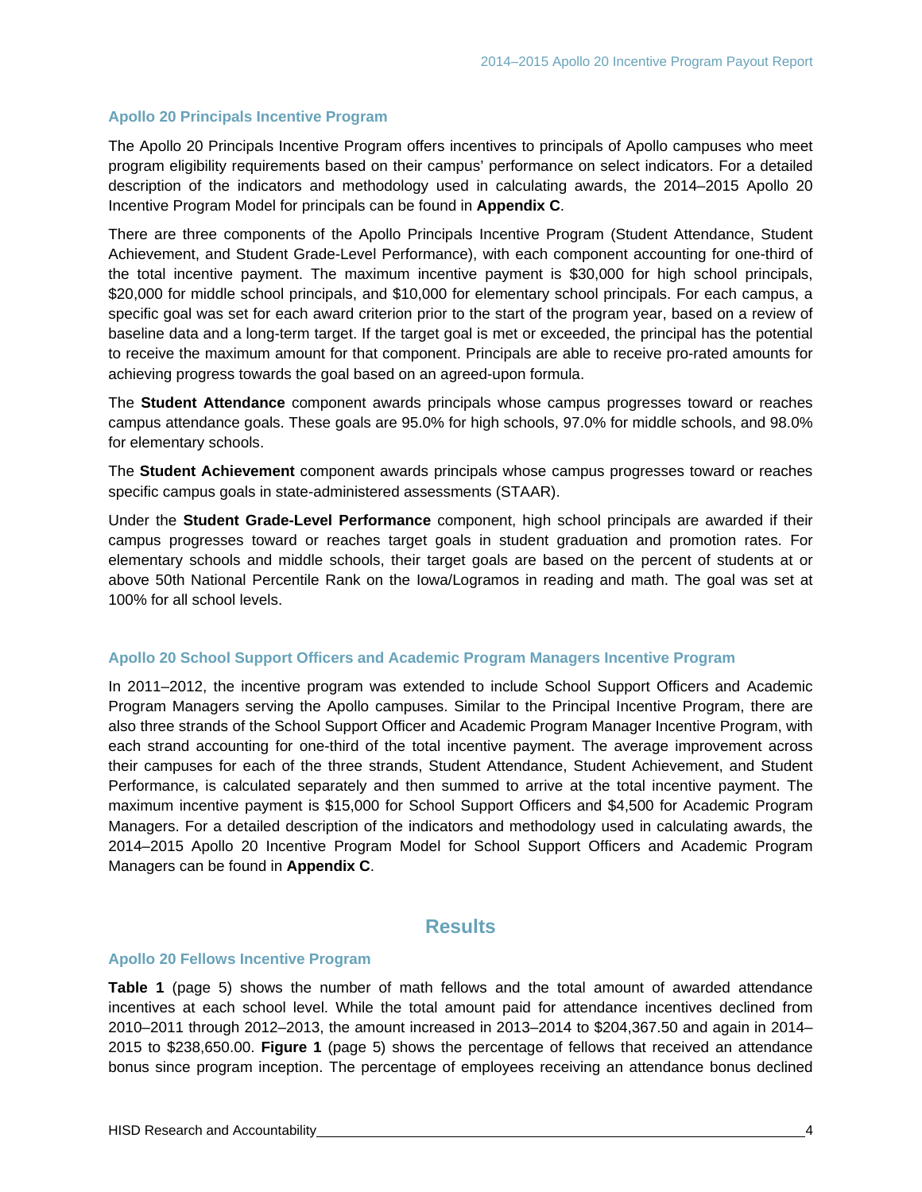### Apollo 20 Principals Incentive Program

The Apollo 20 Principals Incentive Program offers incentives to principals of Apollo campuses who meet program eligibility requirements based on their campus' performance on select indicators. For a detailed description of the indicators and methodology used in calculating awards, the 2014–2015 Apollo 20 Incentive Program Model for principals can be found in **Appendix C**.

There are three components of the Apollo Principals Incentive Program (Student Attendance, Student Achievement, and Student Grade-Level Performance), with each component accounting for one-third of the total incentive payment. The maximum incentive payment is $30,000 for high school principals, $20,000 for middle school principals, and $10,000 for elementary school principals. For each campus, a specific goal was set for each award criterion prior to the start of the program year, based on a review of baseline data and a long-term target. If the target goal is met or exceeded, the principal has the potential to receive the maximum amount for that component. Principals are able to receive pro-rated amounts for achieving progress towards the goal based on an agreed-upon formula.

The **Student Attendance** component awards principals whose campus progresses toward or reaches campus attendance goals. These goals are 95.0% for high schools, 97.0% for middle schools, and 98.0% for elementary schools.

The **Student Achievement** component awards principals whose campus progresses toward or reaches specific campus goals in state-administered assessments (STAAR).

Under the **Student Grade-Level Performance** component, high school principals are awarded if their campus progresses toward or reaches target goals in student graduation and promotion rates. For elementary schools and middle schools, their target goals are based on the percent of students at or above 50th National Percentile Rank on the Iowa/Logramos in reading and math. The goal was set at 100% for all school levels.

### Apollo 20 School Support Officers and Academic Program Managers Incentive Program

In 2011–2012, the incentive program was extended to include School Support Officers and Academic Program Managers serving the Apollo campuses. Similar to the Principal Incentive Program, there are also three strands of the School Support Officer and Academic Program Manager Incentive Program, with each strand accounting for one-third of the total incentive payment. The average improvement across their campuses for each of the three strands, Student Attendance, Student Achievement, and Student Performance, is calculated separately and then summed to arrive at the total incentive payment. The maximum incentive payment is $15,000 for School Support Officers and $4,500 for Academic Program Managers. For a detailed description of the indicators and methodology used in calculating awards, the 2014–2015 Apollo 20 Incentive Program Model for School Support Officers and Academic Program Managers can be found in **Appendix C**.

## Results

### Apollo 20 Fellows Incentive Program

**Table 1** (page 5) shows the number of math fellows and the total amount of awarded attendance incentives at each school level. While the total amount paid for attendance incentives declined from 2010–2011 through 2012–2013, the amount increased in 2013–2014 to $204,367.50 and again in 2014–2015 to $238,650.00. **Figure 1** (page 5) shows the percentage of fellows that received an attendance bonus since program inception. The percentage of employees receiving an attendance bonus declined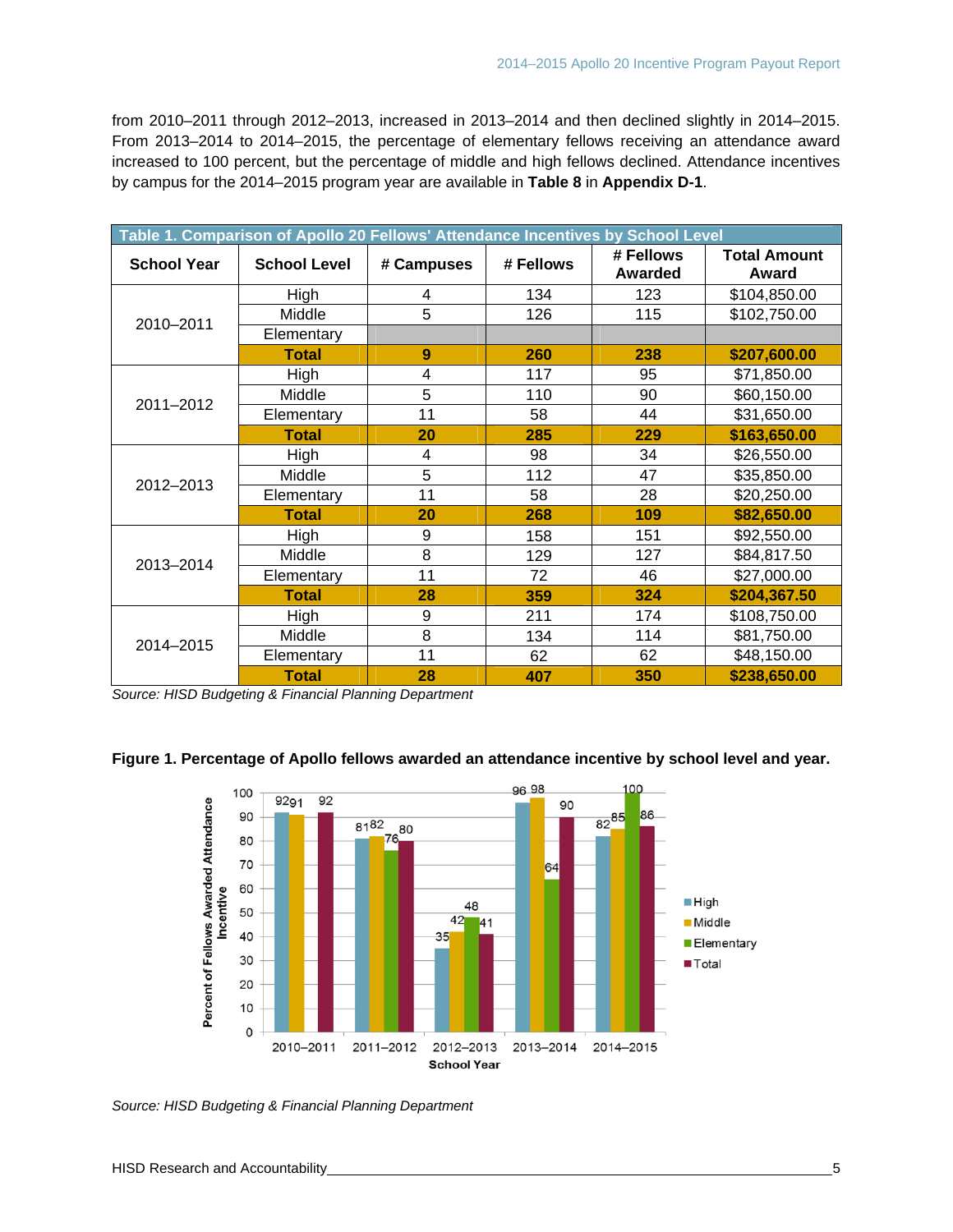from 2010–2011 through 2012–2013, increased in 2013–2014 and then declined slightly in 2014–2015. From 2013–2014 to 2014–2015, the percentage of elementary fellows receiving an attendance award increased to 100 percent, but the percentage of middle and high fellows declined. Attendance incentives by campus for the 2014–2015 program year are available in **Table 8** in **Appendix D-1**.

**Table 1. Comparison of Apollo 20 Fellows' Attendance Incentives by School Level**

| School Year | School Level | # Campuses | # Fellows | # Fellows Awarded | Total Amount Award |
|---|---|---|---|---|---|
| 2010–2011 | High | 4 | 134 | 123 | $104,850.00 |
| | Middle | 5 | 126 | 115 | $102,750.00 |
| | Elementary | | | | |
| | **Total** | **9** | **260** | **238** | **$207,600.00** |
| 2011–2012 | High | 4 | 117 | 95 | $71,850.00 |
| | Middle | 5 | 110 | 90 | $60,150.00 |
| | Elementary | 11 | 58 | 44 | $31,650.00 |
| | **Total** | **20** | **285** | **229** | **$163,650.00** |
| 2012–2013 | High | 4 | 98 | 34 | $26,550.00 |
| | Middle | 5 | 112 | 47 | $35,850.00 |
| | Elementary | 11 | 58 | 28 | $20,250.00 |
| | **Total** | **20** | **268** | **109** | **$82,650.00** |
| 2013–2014 | High | 9 | 158 | 151 | $92,550.00 |
| | Middle | 8 | 129 | 127 | $84,817.50 |
| | Elementary | 11 | 72 | 46 | $27,000.00 |
| | **Total** | **28** | **359** | **324** | **$204,367.50** |
| 2014–2015 | High | 9 | 211 | 174 | $108,750.00 |
| | Middle | 8 | 134 | 114 | $81,750.00 |
| | Elementary | 11 | 62 | 62 | $48,150.00 |
| | **Total** | **28** | **407** | **350** | **$238,650.00** |

*Source: HISD Budgeting & Financial Planning Department*

**Figure 1. Percentage of Apollo fellows awarded an attendance incentive by school level and year.**

Percent of Fellows Awarded Attendance Incentive

100
90
80
70
60
50
40
30
20
10
0

92 91 92
81 82 76 80
35 42 48 41
96 98 64 90
82 85 100 86

2010–2011
2011–2012
2012–2013
2013–2014
2014–2015

School Year

High
Middle
Elementary
Total

*Source: HISD Budgeting & Financial Planning Department*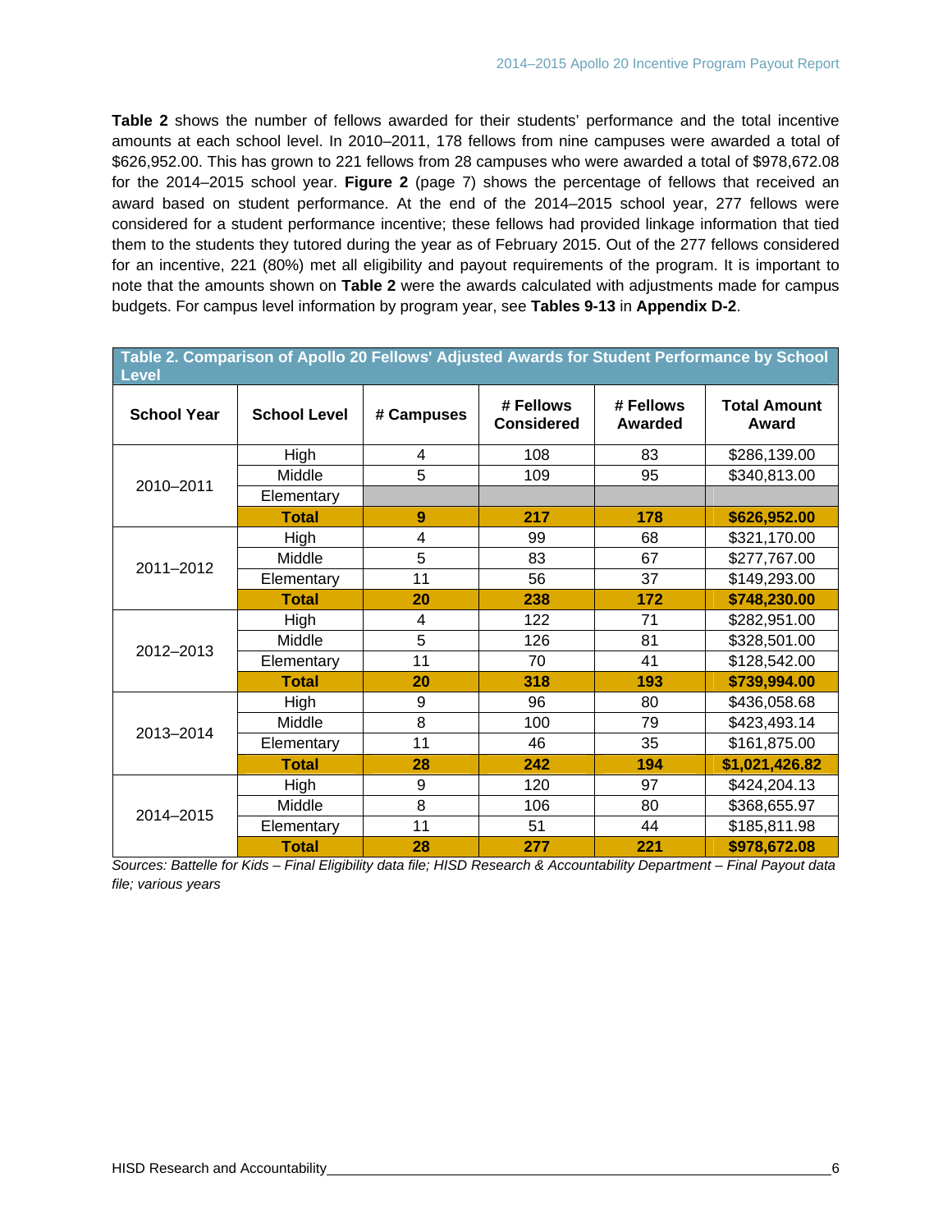**Table 2** shows the number of fellows awarded for their students' performance and the total incentive amounts at each school level. In 2010–2011, 178 fellows from nine campuses were awarded a total of $626,952.00. This has grown to 221 fellows from 28 campuses who were awarded a total of $978,672.08 for the 2014–2015 school year. **Figure 2** (page 7) shows the percentage of fellows that received an award based on student performance. At the end of the 2014–2015 school year, 277 fellows were considered for a student performance incentive; these fellows had provided linkage information that tied them to the students they tutored during the year as of February 2015. Out of the 277 fellows considered for an incentive, 221 (80%) met all eligibility and payout requirements of the program. It is important to note that the amounts shown on **Table 2** were the awards calculated with adjustments made for campus budgets. For campus level information by program year, see **Tables 9-13** in **Appendix D-2**.

**Table 2. Comparison of Apollo 20 Fellows' Adjusted Awards for Student Performance by School Level**

| School Year | School Level | # Campuses | # Fellows Considered | # Fellows Awarded | Total Amount Award |
|---|---|---|---|---|---|
| 2010–2011 | High | 4 | 108 | 83 | $286,139.00 |
| | Middle | 5 | 109 | 95 | $340,813.00 |
| | Elementary | | | | |
| | **Total** | **9** | **217** | **178** | **$626,952.00** |
| 2011–2012 | High | 4 | 99 | 68 | $321,170.00 |
| | Middle | 5 | 83 | 67 | $277,767.00 |
| | Elementary | 11 | 56 | 37 | $149,293.00 |
| | **Total** | **20** | **238** | **172** | **$748,230.00** |
| 2012–2013 | High | 4 | 122 | 71 | $282,951.00 |
| | Middle | 5 | 126 | 81 | $328,501.00 |
| | Elementary | 11 | 70 | 41 | $128,542.00 |
| | **Total** | **20** | **318** | **193** | **$739,994.00** |
| 2013–2014 | High | 9 | 96 | 80 | $436,058.68 |
| | Middle | 8 | 100 | 79 | $423,493.14 |
| | Elementary | 11 | 46 | 35 | $161,875.00 |
| | **Total** | **28** | **242** | **194** | **$1,021,426.82** |
| 2014–2015 | High | 9 | 120 | 97 | $424,204.13 |
| | Middle | 8 | 106 | 80 | $368,655.97 |
| | Elementary | 11 | 51 | 44 | $185,811.98 |
| | **Total** | **28** | **277** | **221** | **$978,672.08** |

*Sources: Battelle for Kids – Final Eligibility data file; HISD Research & Accountability Department – Final Payout data file; various years*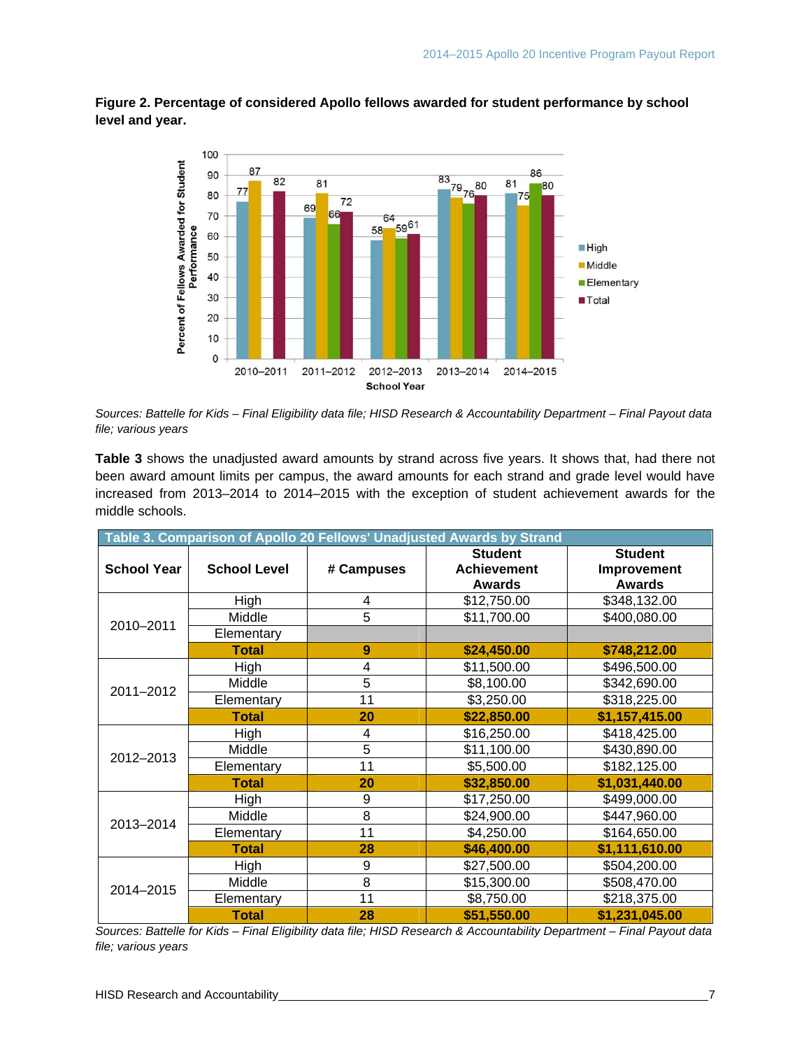**Figure 2. Percentage of considered Apollo fellows awarded for student performance by school level and year.**

*Sources: Battelle for Kids – Final Eligibility data file; HISD Research & Accountability Department – Final Payout data file; various years*

**Table 3** shows the unadjusted award amounts by strand across five years. It shows that, had there not been award amount limits per campus, the award amounts for each strand and grade level would have increased from 2013–2014 to 2014–2015 with the exception of student achievement awards for the middle schools.

**Table 3. Comparison of Apollo 20 Fellows' Unadjusted Awards by Strand**

| School Year | School Level | # Campuses | Student Achievement Awards | Student Improvement Awards |
|---|---|---|---|---|
| 2010–2011 | High | 4 | $12,750.00 | $348,132.00 |
| | Middle | 5 | $11,700.00 | $400,080.00 |
| | Elementary | | | |
| | **Total** | **9** | **$24,450.00** | **$748,212.00** |
| 2011–2012 | High | 4 | $11,500.00 | $496,500.00 |
| | Middle | 5 | $8,100.00 | $342,690.00 |
| | Elementary | 11 | $3,250.00 | $318,225.00 |
| | **Total** | **20** | **$22,850.00** | **$1,157,415.00** |
| 2012–2013 | High | 4 | $16,250.00 | $418,425.00 |
| | Middle | 5 | $11,100.00 | $430,890.00 |
| | Elementary | 11 | $5,500.00 | $182,125.00 |
| | **Total** | **20** | **$32,850.00** | **$1,031,440.00** |
| 2013–2014 | High | 9 | $17,250.00 | $499,000.00 |
| | Middle | 8 | $24,900.00 | $447,960.00 |
| | Elementary | 11 | $4,250.00 | $164,650.00 |
| | **Total** | **28** | **$46,400.00** | **$1,111,610.00** |
| 2014–2015 | High | 9 | $27,500.00 | $504,200.00 |
| | Middle | 8 | $15,300.00 | $508,470.00 |
| | Elementary | 11 | $8,750.00 | $218,375.00 |
| | **Total** | **28** | **$51,550.00** | **$1,231,045.00** |

*Sources: Battelle for Kids – Final Eligibility data file; HISD Research & Accountability Department – Final Payout data file; various years*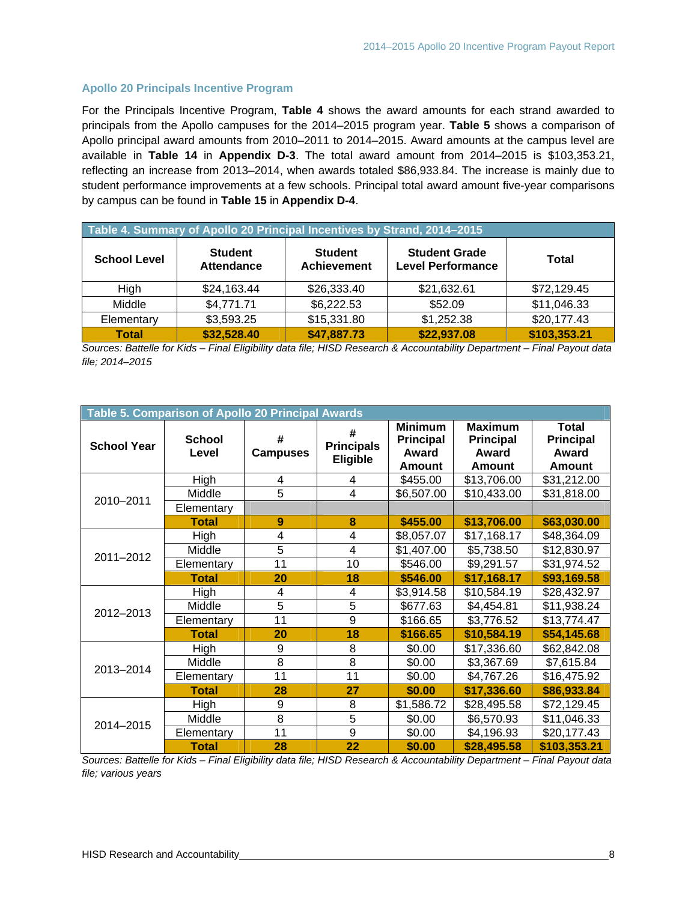### Apollo 20 Principals Incentive Program

For the Principals Incentive Program, **Table 4** shows the award amounts for each strand awarded to principals from the Apollo campuses for the 2014–2015 program year. **Table 5** shows a comparison of Apollo principal award amounts from 2010–2011 to 2014–2015. Award amounts at the campus level are available in **Table 14** in **Appendix D-3**. The total award amount from 2014–2015 is $103,353.21, reflecting an increase from 2013–2014, when awards totaled $86,933.84. The increase is mainly due to student performance improvements at a few schools. Principal total award amount five-year comparisons by campus can be found in **Table 15** in **Appendix D-4**.

**Table 4. Summary of Apollo 20 Principal Incentives by Strand, 2014–2015**

| School Level | Student Attendance | Student Achievement | Student Grade Level Performance | Total |
|---|---|---|---|---|
| High | $24,163.44 | $26,333.40 | $21,632.61 | $72,129.45 |
| Middle | $4,771.71 | $6,222.53 | $52.09 | $11,046.33 |
| Elementary | $3,593.25 | $15,331.80 | $1,252.38 | $20,177.43 |
| **Total** | **$32,528.40** | **$47,887.73** | **$22,937.08** | **$103,353.21** |

*Sources: Battelle for Kids – Final Eligibility data file; HISD Research & Accountability Department – Final Payout data file; 2014–2015*

**Table 5. Comparison of Apollo 20 Principal Awards**

| School Year | School Level | # Campuses | # Principals Eligible | Minimum Principal Award Amount | Maximum Principal Award Amount | Total Principal Award Amount |
|---|---|---|---|---|---|---|
| 2010–2011 | High | 4 | 4 | $455.00 | $13,706.00 | $31,212.00 |
| | Middle | 5 | 4 | $6,507.00 | $10,433.00 | $31,818.00 |
| | Elementary | | | | | |
| | **Total** | **9** | **8** | **$455.00** | **$13,706.00** | **$63,030.00** |
| 2011–2012 | High | 4 | 4 | $8,057.07 | $17,168.17 | $48,364.09 |
| | Middle | 5 | 4 | $1,407.00 | $5,738.50 | $12,830.97 |
| | Elementary | 11 | 10 | $546.00 | $9,291.57 | $31,974.52 |
| | **Total** | **20** | **18** | **$546.00** | **$17,168.17** | **$93,169.58** |
| 2012–2013 | High | 4 | 4 | $3,914.58 | $10,584.19 | $28,432.97 |
| | Middle | 5 | 5 | $677.63 | $4,454.81 | $11,938.24 |
| | Elementary | 11 | 9 | $166.65 | $3,776.52 | $13,774.47 |
| | **Total** | **20** | **18** | **$166.65** | **$10,584.19** | **$54,145.68** |
| 2013–2014 | High | 9 | 8 | $0.00 | $17,336.60 | $62,842.08 |
| | Middle | 8 | 8 | $0.00 | $3,367.69 | $7,615.84 |
| | Elementary | 11 | 11 | $0.00 | $4,767.26 | $16,475.92 |
| | **Total** | **28** | **27** | **$0.00** | **$17,336.60** | **$86,933.84** |
| 2014–2015 | High | 9 | 8 | $1,586.72 | $28,495.58 | $72,129.45 |
| | Middle | 8 | 5 | $0.00 | $6,570.93 | $11,046.33 |
| | Elementary | 11 | 9 | $0.00 | $4,196.93 | $20,177.43 |
| | **Total** | **28** | **22** | **$0.00** | **$28,495.58** | **$103,353.21** |

*Sources: Battelle for Kids – Final Eligibility data file; HISD Research & Accountability Department – Final Payout data file; various years*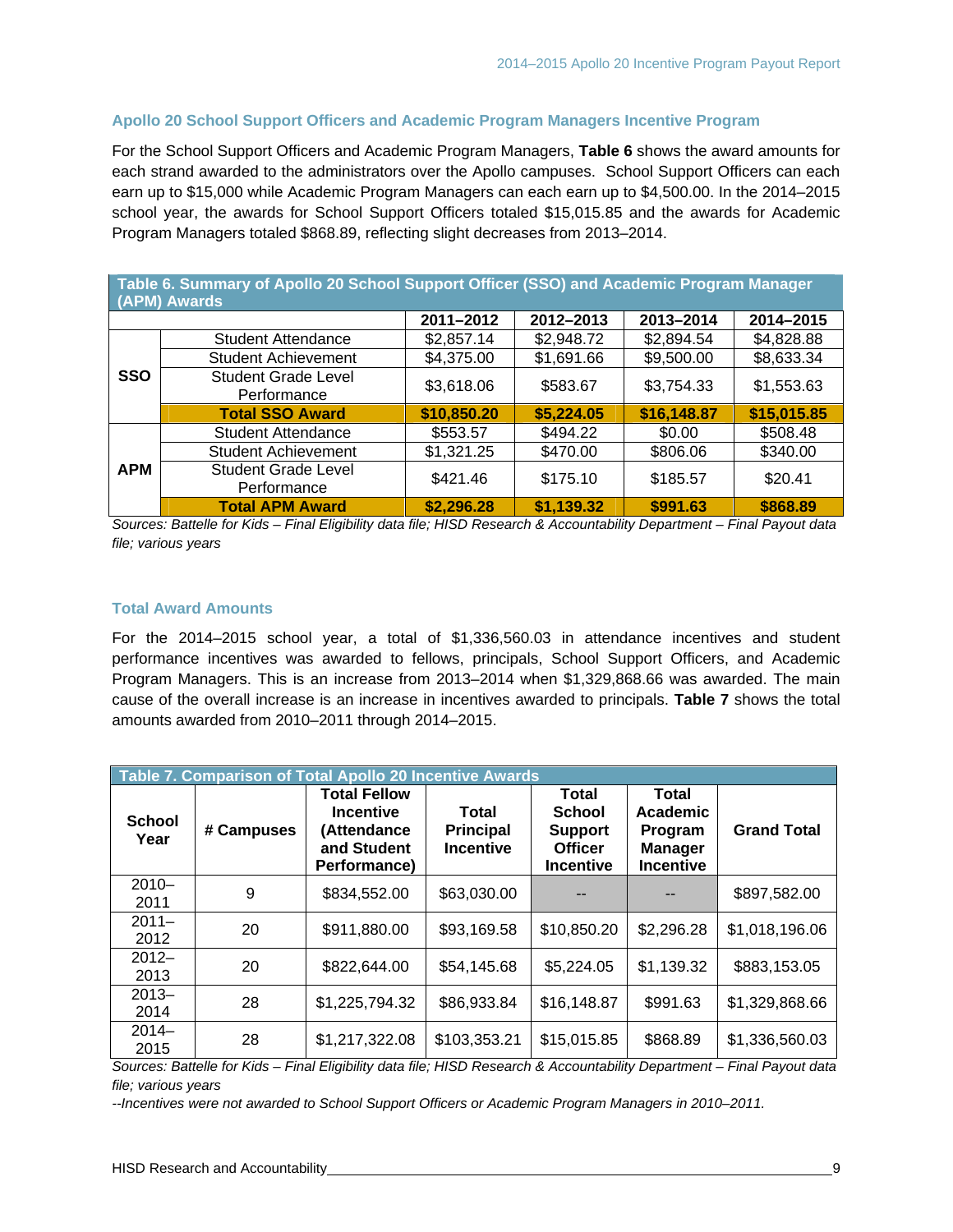## Apollo 20 School Support Officers and Academic Program Managers Incentive Program

For the School Support Officers and Academic Program Managers, **Table 6** shows the award amounts for each strand awarded to the administrators over the Apollo campuses. School Support Officers can each earn up to $15,000 while Academic Program Managers can each earn up to $4,500.00. In the 2014–2015 school year, the awards for School Support Officers totaled $15,015.85 and the awards for Academic Program Managers totaled $868.89, reflecting slight decreases from 2013–2014.

**Table 6. Summary of Apollo 20 School Support Officer (SSO) and Academic Program Manager (APM) Awards**

| | | 2011–2012 | 2012–2013 | 2013–2014 | 2014–2015 |
|---|---|---|---|---|---|
| SSO | Student Attendance | $2,857.14 | $2,948.72 | $2,894.54 | $4,828.88 |
| | Student Achievement | $4,375.00 | $1,691.66 | $9,500.00 | $8,633.34 |
| | Student Grade Level Performance | $3,618.06 | $583.67 | $3,754.33 | $1,553.63 |
| | **Total SSO Award** | **$10,850.20** | **$5,224.05** | **$16,148.87** | **$15,015.85** |
| APM | Student Attendance | $553.57 | $494.22 | $0.00 | $508.48 |
| | Student Achievement | $1,321.25 | $470.00 | $806.06 | $340.00 |
| | Student Grade Level Performance | $421.46 | $175.10 | $185.57 | $20.41 |
| | **Total APM Award** | **$2,296.28** | **$1,139.32** | **$991.63** | **$868.89** |

*Sources: Battelle for Kids – Final Eligibility data file; HISD Research & Accountability Department – Final Payout data file; various years*

## Total Award Amounts

For the 2014–2015 school year, a total of $1,336,560.03 in attendance incentives and student performance incentives was awarded to fellows, principals, School Support Officers, and Academic Program Managers. This is an increase from 2013–2014 when $1,329,868.66 was awarded. The main cause of the overall increase is an increase in incentives awarded to principals. **Table 7** shows the total amounts awarded from 2010–2011 through 2014–2015.

**Table 7. Comparison of Total Apollo 20 Incentive Awards**

| School Year | # Campuses | Total Fellow Incentive (Attendance and Student Performance) | Total Principal Incentive | Total School Support Officer Incentive | Total Academic Program Manager Incentive | Grand Total |
|---|---|---|---|---|---|---|
| 2010–2011 | 9 | $834,552.00 | $63,030.00 | -- | -- | $897,582.00 |
| 2011–2012 | 20 | $911,880.00 | $93,169.58 | $10,850.20 | $2,296.28 | $1,018,196.06 |
| 2012–2013 | 20 | $822,644.00 | $54,145.68 | $5,224.05 | $1,139.32 | $883,153.05 |
| 2013–2014 | 28 | $1,225,794.32 | $86,933.84 | $16,148.87 | $991.63 | $1,329,868.66 |
| 2014–2015 | 28 | $1,217,322.08 | $103,353.21 | $15,015.85 | $868.89 | $1,336,560.03 |

*Sources: Battelle for Kids – Final Eligibility data file; HISD Research & Accountability Department – Final Payout data file; various years*

*--Incentives were not awarded to School Support Officers or Academic Program Managers in 2010–2011.*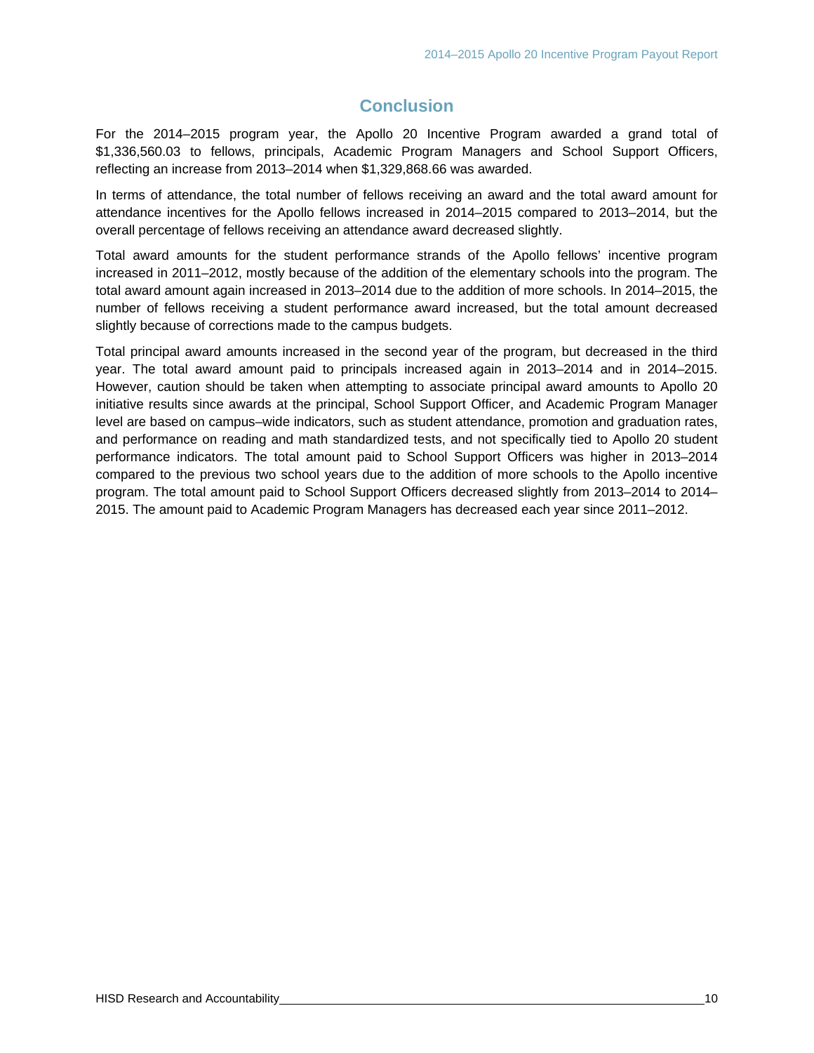## Conclusion

For the 2014–2015 program year, the Apollo 20 Incentive Program awarded a grand total of $1,336,560.03 to fellows, principals, Academic Program Managers and School Support Officers, reflecting an increase from 2013–2014 when $1,329,868.66 was awarded.

In terms of attendance, the total number of fellows receiving an award and the total award amount for attendance incentives for the Apollo fellows increased in 2014–2015 compared to 2013–2014, but the overall percentage of fellows receiving an attendance award decreased slightly.

Total award amounts for the student performance strands of the Apollo fellows' incentive program increased in 2011–2012, mostly because of the addition of the elementary schools into the program. The total award amount again increased in 2013–2014 due to the addition of more schools. In 2014–2015, the number of fellows receiving a student performance award increased, but the total amount decreased slightly because of corrections made to the campus budgets.

Total principal award amounts increased in the second year of the program, but decreased in the third year. The total award amount paid to principals increased again in 2013–2014 and in 2014–2015. However, caution should be taken when attempting to associate principal award amounts to Apollo 20 initiative results since awards at the principal, School Support Officer, and Academic Program Manager level are based on campus–wide indicators, such as student attendance, promotion and graduation rates, and performance on reading and math standardized tests, and not specifically tied to Apollo 20 student performance indicators. The total amount paid to School Support Officers was higher in 2013–2014 compared to the previous two school years due to the addition of more schools to the Apollo incentive program. The total amount paid to School Support Officers decreased slightly from 2013–2014 to 2014–2015. The amount paid to Academic Program Managers has decreased each year since 2011–2012.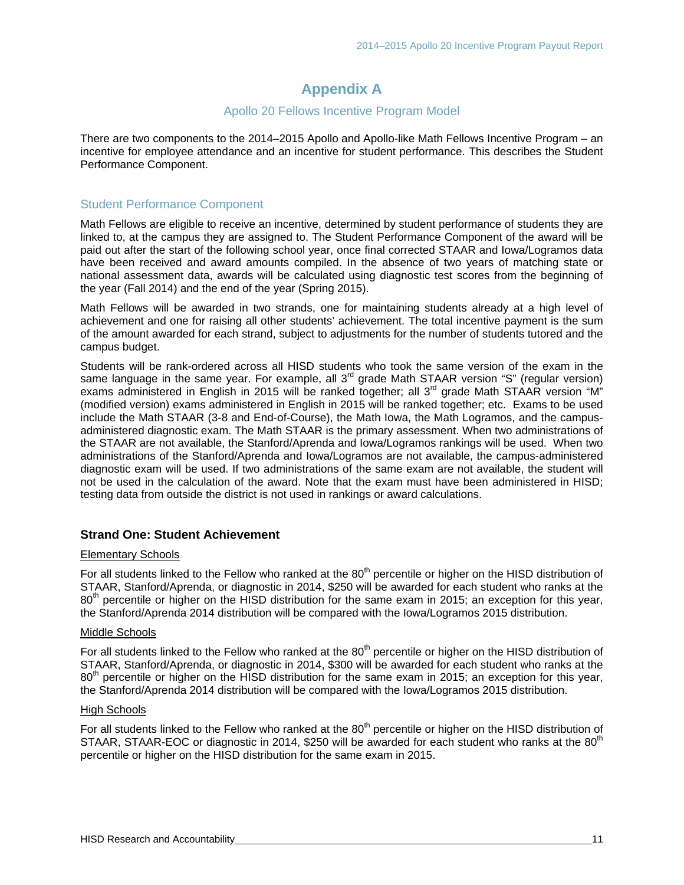# Appendix A

## Apollo 20 Fellows Incentive Program Model

There are two components to the 2014–2015 Apollo and Apollo-like Math Fellows Incentive Program – an incentive for employee attendance and an incentive for student performance. This describes the Student Performance Component.

## Student Performance Component

Math Fellows are eligible to receive an incentive, determined by student performance of students they are linked to, at the campus they are assigned to. The Student Performance Component of the award will be paid out after the start of the following school year, once final corrected STAAR and Iowa/Logramos data have been received and award amounts compiled. In the absence of two years of matching state or national assessment data, awards will be calculated using diagnostic test scores from the beginning of the year (Fall 2014) and the end of the year (Spring 2015).

Math Fellows will be awarded in two strands, one for maintaining students already at a high level of achievement and one for raising all other students' achievement. The total incentive payment is the sum of the amount awarded for each strand, subject to adjustments for the number of students tutored and the campus budget.

Students will be rank-ordered across all HISD students who took the same version of the exam in the same language in the same year. For example, all 3rd grade Math STAAR version "S" (regular version) exams administered in English in 2015 will be ranked together; all 3rd grade Math STAAR version "M" (modified version) exams administered in English in 2015 will be ranked together; etc. Exams to be used include the Math STAAR (3-8 and End-of-Course), the Math Iowa, the Math Logramos, and the campus-administered diagnostic exam. The Math STAAR is the primary assessment. When two administrations of the STAAR are not available, the Stanford/Aprenda and Iowa/Logramos rankings will be used. When two administrations of the Stanford/Aprenda and Iowa/Logramos are not available, the campus-administered diagnostic exam will be used. If two administrations of the same exam are not available, the student will not be used in the calculation of the award. Note that the exam must have been administered in HISD; testing data from outside the district is not used in rankings or award calculations.

### Strand One: Student Achievement

Elementary Schools

For all students linked to the Fellow who ranked at the 80th percentile or higher on the HISD distribution of STAAR, Stanford/Aprenda, or diagnostic in 2014, $250 will be awarded for each student who ranks at the 80th percentile or higher on the HISD distribution for the same exam in 2015; an exception for this year, the Stanford/Aprenda 2014 distribution will be compared with the Iowa/Logramos 2015 distribution.

Middle Schools

For all students linked to the Fellow who ranked at the 80th percentile or higher on the HISD distribution of STAAR, Stanford/Aprenda, or diagnostic in 2014, $300 will be awarded for each student who ranks at the 80th percentile or higher on the HISD distribution for the same exam in 2015; an exception for this year, the Stanford/Aprenda 2014 distribution will be compared with the Iowa/Logramos 2015 distribution.

High Schools

For all students linked to the Fellow who ranked at the 80th percentile or higher on the HISD distribution of STAAR, STAAR-EOC or diagnostic in 2014, $250 will be awarded for each student who ranks at the 80th percentile or higher on the HISD distribution for the same exam in 2015.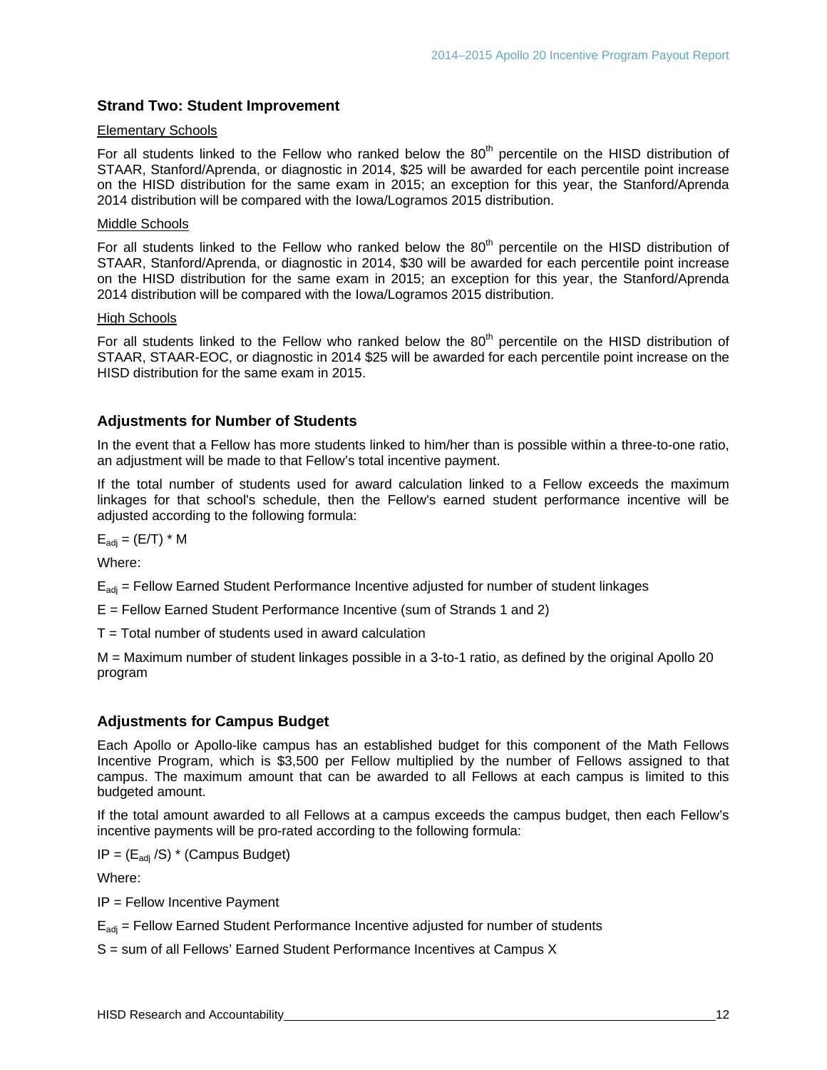### Strand Two: Student Improvement

Elementary Schools

For all students linked to the Fellow who ranked below the 80th percentile on the HISD distribution of STAAR, Stanford/Aprenda, or diagnostic in 2014, $25 will be awarded for each percentile point increase on the HISD distribution for the same exam in 2015; an exception for this year, the Stanford/Aprenda 2014 distribution will be compared with the Iowa/Logramos 2015 distribution.

Middle Schools

For all students linked to the Fellow who ranked below the 80th percentile on the HISD distribution of STAAR, Stanford/Aprenda, or diagnostic in 2014, $30 will be awarded for each percentile point increase on the HISD distribution for the same exam in 2015; an exception for this year, the Stanford/Aprenda 2014 distribution will be compared with the Iowa/Logramos 2015 distribution.

High Schools

For all students linked to the Fellow who ranked below the 80th percentile on the HISD distribution of STAAR, STAAR-EOC, or diagnostic in 2014 $25 will be awarded for each percentile point increase on the HISD distribution for the same exam in 2015.

### Adjustments for Number of Students

In the event that a Fellow has more students linked to him/her than is possible within a three-to-one ratio, an adjustment will be made to that Fellow's total incentive payment.

If the total number of students used for award calculation linked to a Fellow exceeds the maximum linkages for that school's schedule, then the Fellow's earned student performance incentive will be adjusted according to the following formula:

$E_{adj} = (E/T) * M$

Where:

$E_{adj}$ = Fellow Earned Student Performance Incentive adjusted for number of student linkages

E = Fellow Earned Student Performance Incentive (sum of Strands 1 and 2)

T = Total number of students used in award calculation

M = Maximum number of student linkages possible in a 3-to-1 ratio, as defined by the original Apollo 20 program

### Adjustments for Campus Budget

Each Apollo or Apollo-like campus has an established budget for this component of the Math Fellows Incentive Program, which is $3,500 per Fellow multiplied by the number of Fellows assigned to that campus. The maximum amount that can be awarded to all Fellows at each campus is limited to this budgeted amount.

If the total amount awarded to all Fellows at a campus exceeds the campus budget, then each Fellow's incentive payments will be pro-rated according to the following formula:

$IP = (E_{adj} / S) * \text{(Campus Budget)}$

Where:

IP = Fellow Incentive Payment

$E_{adj}$ = Fellow Earned Student Performance Incentive adjusted for number of students

S = sum of all Fellows' Earned Student Performance Incentives at Campus X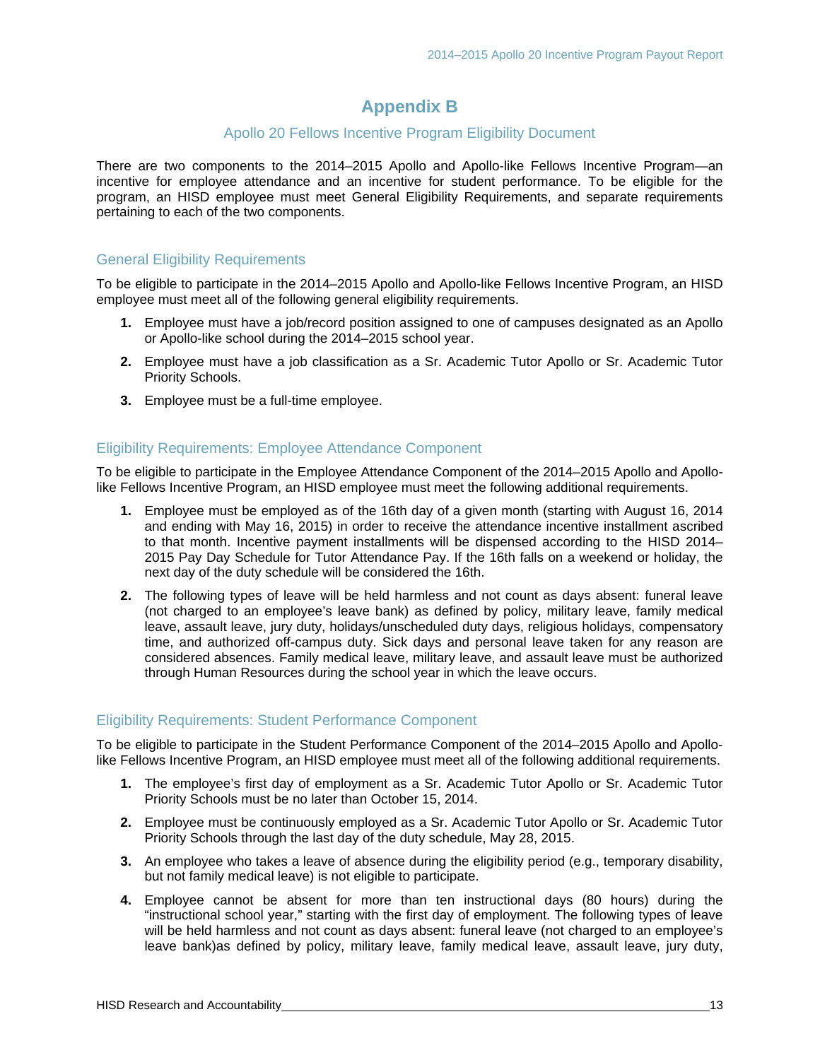# Appendix B

## Apollo 20 Fellows Incentive Program Eligibility Document

There are two components to the 2014–2015 Apollo and Apollo-like Fellows Incentive Program—an incentive for employee attendance and an incentive for student performance. To be eligible for the program, an HISD employee must meet General Eligibility Requirements, and separate requirements pertaining to each of the two components.

### General Eligibility Requirements

To be eligible to participate in the 2014–2015 Apollo and Apollo-like Fellows Incentive Program, an HISD employee must meet all of the following general eligibility requirements.

1. Employee must have a job/record position assigned to one of campuses designated as an Apollo or Apollo-like school during the 2014–2015 school year.
2. Employee must have a job classification as a Sr. Academic Tutor Apollo or Sr. Academic Tutor Priority Schools.
3. Employee must be a full-time employee.

### Eligibility Requirements: Employee Attendance Component

To be eligible to participate in the Employee Attendance Component of the 2014–2015 Apollo and Apollo-like Fellows Incentive Program, an HISD employee must meet the following additional requirements.

1. Employee must be employed as of the 16th day of a given month (starting with August 16, 2014 and ending with May 16, 2015) in order to receive the attendance incentive installment ascribed to that month. Incentive payment installments will be dispensed according to the HISD 2014–2015 Pay Day Schedule for Tutor Attendance Pay. If the 16th falls on a weekend or holiday, the next day of the duty schedule will be considered the 16th.
2. The following types of leave will be held harmless and not count as days absent: funeral leave (not charged to an employee's leave bank) as defined by policy, military leave, family medical leave, assault leave, jury duty, holidays/unscheduled duty days, religious holidays, compensatory time, and authorized off-campus duty. Sick days and personal leave taken for any reason are considered absences. Family medical leave, military leave, and assault leave must be authorized through Human Resources during the school year in which the leave occurs.

### Eligibility Requirements: Student Performance Component

To be eligible to participate in the Student Performance Component of the 2014–2015 Apollo and Apollo-like Fellows Incentive Program, an HISD employee must meet all of the following additional requirements.

1. The employee's first day of employment as a Sr. Academic Tutor Apollo or Sr. Academic Tutor Priority Schools must be no later than October 15, 2014.
2. Employee must be continuously employed as a Sr. Academic Tutor Apollo or Sr. Academic Tutor Priority Schools through the last day of the duty schedule, May 28, 2015.
3. An employee who takes a leave of absence during the eligibility period (e.g., temporary disability, but not family medical leave) is not eligible to participate.
4. Employee cannot be absent for more than ten instructional days (80 hours) during the "instructional school year," starting with the first day of employment. The following types of leave will be held harmless and not count as days absent: funeral leave (not charged to an employee's leave bank)as defined by policy, military leave, family medical leave, assault leave, jury duty,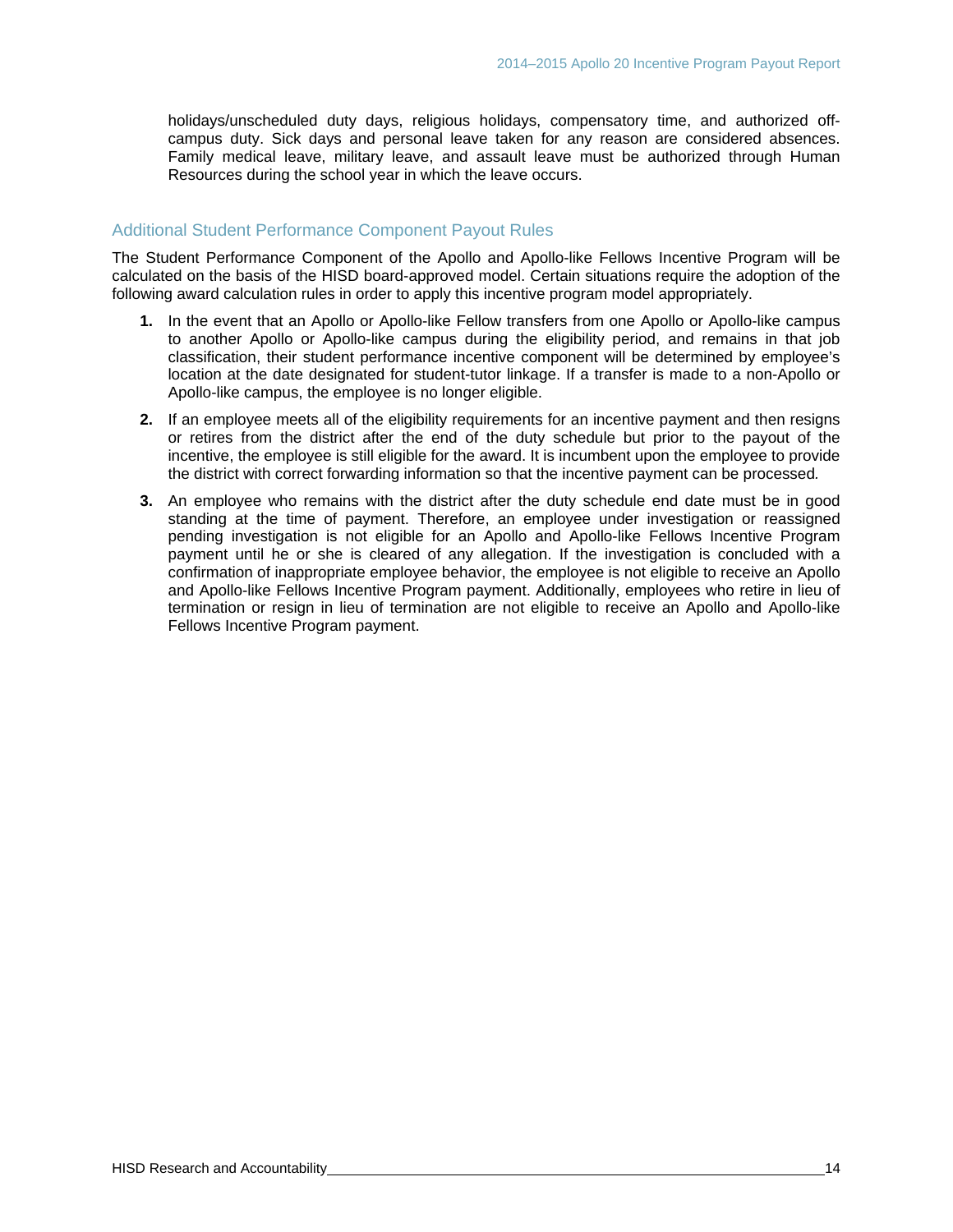holidays/unscheduled duty days, religious holidays, compensatory time, and authorized off-campus duty. Sick days and personal leave taken for any reason are considered absences. Family medical leave, military leave, and assault leave must be authorized through Human Resources during the school year in which the leave occurs.

## Additional Student Performance Component Payout Rules

The Student Performance Component of the Apollo and Apollo-like Fellows Incentive Program will be calculated on the basis of the HISD board-approved model. Certain situations require the adoption of the following award calculation rules in order to apply this incentive program model appropriately.

1. In the event that an Apollo or Apollo-like Fellow transfers from one Apollo or Apollo-like campus to another Apollo or Apollo-like campus during the eligibility period, and remains in that job classification, their student performance incentive component will be determined by employee's location at the date designated for student-tutor linkage. If a transfer is made to a non-Apollo or Apollo-like campus, the employee is no longer eligible.

2. If an employee meets all of the eligibility requirements for an incentive payment and then resigns or retires from the district after the end of the duty schedule but prior to the payout of the incentive, the employee is still eligible for the award. It is incumbent upon the employee to provide the district with correct forwarding information so that the incentive payment can be processed.

3. An employee who remains with the district after the duty schedule end date must be in good standing at the time of payment. Therefore, an employee under investigation or reassigned pending investigation is not eligible for an Apollo and Apollo-like Fellows Incentive Program payment until he or she is cleared of any allegation. If the investigation is concluded with a confirmation of inappropriate employee behavior, the employee is not eligible to receive an Apollo and Apollo-like Fellows Incentive Program payment. Additionally, employees who retire in lieu of termination or resign in lieu of termination are not eligible to receive an Apollo and Apollo-like Fellows Incentive Program payment.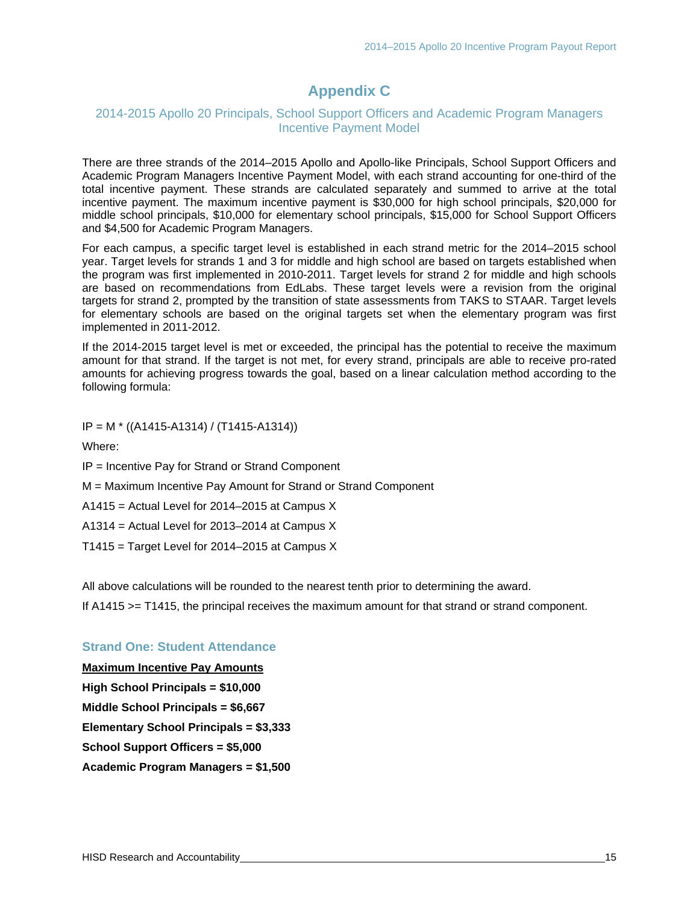# Appendix C

## 2014-2015 Apollo 20 Principals, School Support Officers and Academic Program Managers Incentive Payment Model

There are three strands of the 2014–2015 Apollo and Apollo-like Principals, School Support Officers and Academic Program Managers Incentive Payment Model, with each strand accounting for one-third of the total incentive payment. These strands are calculated separately and summed to arrive at the total incentive payment. The maximum incentive payment is $30,000 for high school principals, $20,000 for middle school principals, $10,000 for elementary school principals, $15,000 for School Support Officers and $4,500 for Academic Program Managers.

For each campus, a specific target level is established in each strand metric for the 2014–2015 school year. Target levels for strands 1 and 3 for middle and high school are based on targets established when the program was first implemented in 2010-2011. Target levels for strand 2 for middle and high schools are based on recommendations from EdLabs. These target levels were a revision from the original targets for strand 2, prompted by the transition of state assessments from TAKS to STAAR. Target levels for elementary schools are based on the original targets set when the elementary program was first implemented in 2011-2012.

If the 2014-2015 target level is met or exceeded, the principal has the potential to receive the maximum amount for that strand. If the target is not met, for every strand, principals are able to receive pro-rated amounts for achieving progress towards the goal, based on a linear calculation method according to the following formula:

$$IP = M * ((A1415-A1314) / (T1415-A1314))$$

Where:

IP = Incentive Pay for Strand or Strand Component

M = Maximum Incentive Pay Amount for Strand or Strand Component

A1415 = Actual Level for 2014–2015 at Campus X

A1314 = Actual Level for 2013–2014 at Campus X

T1415 = Target Level for 2014–2015 at Campus X

All above calculations will be rounded to the nearest tenth prior to determining the award.

If A1415 >= T1415, the principal receives the maximum amount for that strand or strand component.

### Strand One: Student Attendance

**Maximum Incentive Pay Amounts**

**High School Principals = $10,000**

**Middle School Principals = $6,667**

**Elementary School Principals = $3,333**

**School Support Officers = $5,000**

**Academic Program Managers = $1,500**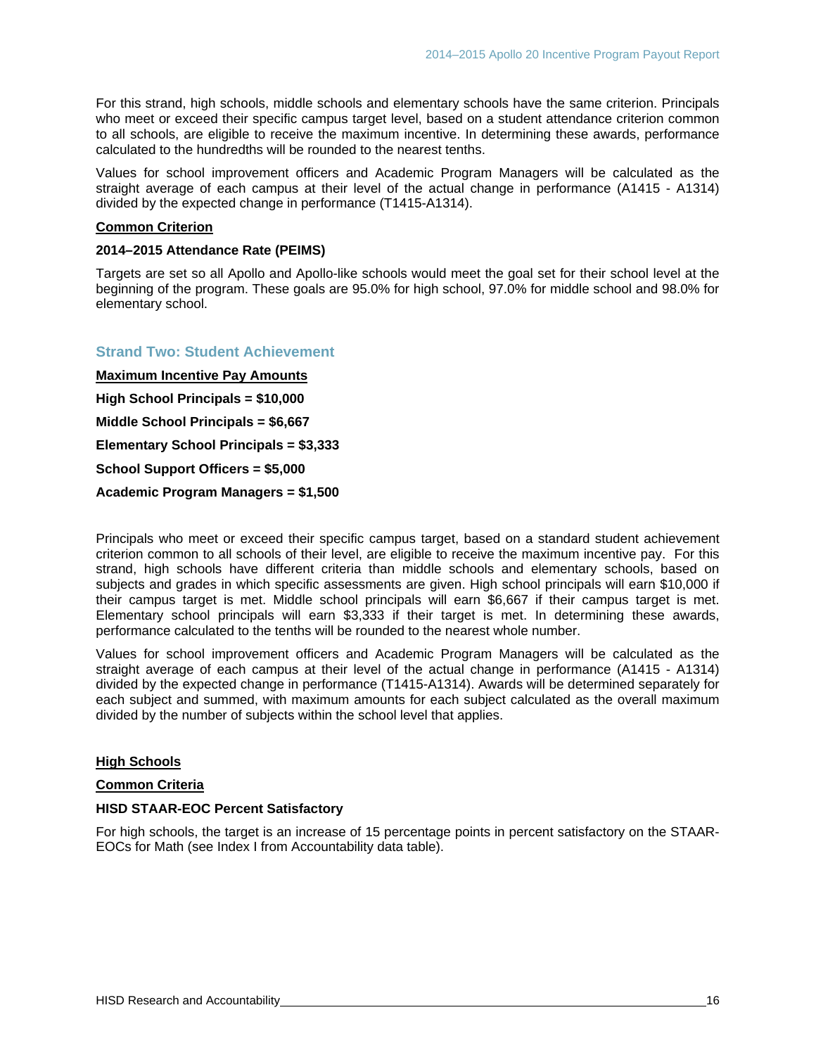For this strand, high schools, middle schools and elementary schools have the same criterion. Principals who meet or exceed their specific campus target level, based on a student attendance criterion common to all schools, are eligible to receive the maximum incentive. In determining these awards, performance calculated to the hundredths will be rounded to the nearest tenths.

Values for school improvement officers and Academic Program Managers will be calculated as the straight average of each campus at their level of the actual change in performance (A1415 - A1314) divided by the expected change in performance (T1415-A1314).

**Common Criterion**

**2014–2015 Attendance Rate (PEIMS)**

Targets are set so all Apollo and Apollo-like schools would meet the goal set for their school level at the beginning of the program. These goals are 95.0% for high school, 97.0% for middle school and 98.0% for elementary school.

## Strand Two: Student Achievement

**Maximum Incentive Pay Amounts**

**High School Principals = $10,000**

**Middle School Principals = $6,667**

**Elementary School Principals = $3,333**

**School Support Officers = $5,000**

**Academic Program Managers = $1,500**

Principals who meet or exceed their specific campus target, based on a standard student achievement criterion common to all schools of their level, are eligible to receive the maximum incentive pay. For this strand, high schools have different criteria than middle schools and elementary schools, based on subjects and grades in which specific assessments are given. High school principals will earn $10,000 if their campus target is met. Middle school principals will earn $6,667 if their campus target is met. Elementary school principals will earn $3,333 if their target is met. In determining these awards, performance calculated to the tenths will be rounded to the nearest whole number.

Values for school improvement officers and Academic Program Managers will be calculated as the straight average of each campus at their level of the actual change in performance (A1415 - A1314) divided by the expected change in performance (T1415-A1314). Awards will be determined separately for each subject and summed, with maximum amounts for each subject calculated as the overall maximum divided by the number of subjects within the school level that applies.

**High Schools**

**Common Criteria**

**HISD STAAR-EOC Percent Satisfactory**

For high schools, the target is an increase of 15 percentage points in percent satisfactory on the STAAR-EOCs for Math (see Index I from Accountability data table).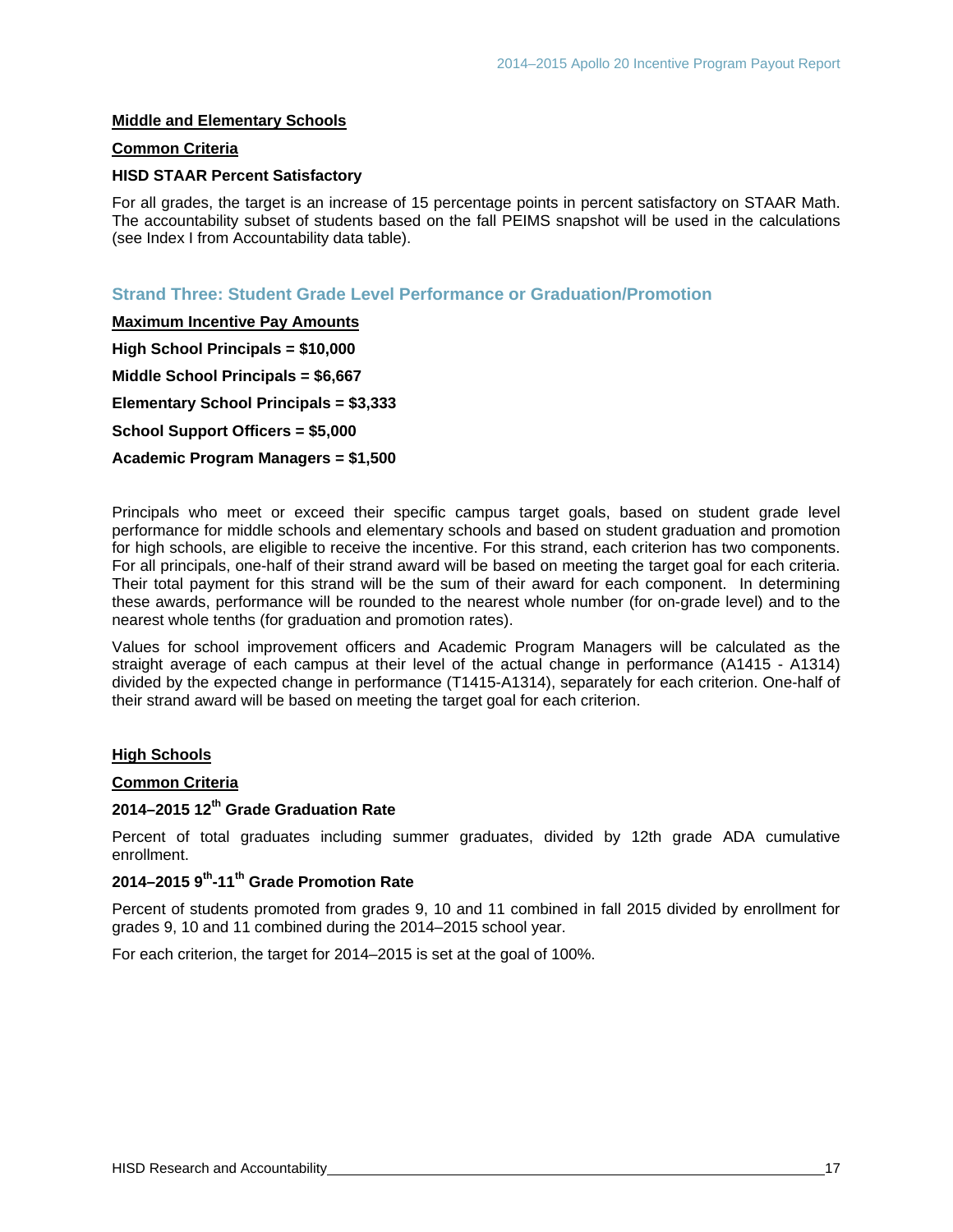**Middle and Elementary Schools**

**Common Criteria**

**HISD STAAR Percent Satisfactory**

For all grades, the target is an increase of 15 percentage points in percent satisfactory on STAAR Math. The accountability subset of students based on the fall PEIMS snapshot will be used in the calculations (see Index I from Accountability data table).

## Strand Three: Student Grade Level Performance or Graduation/Promotion

**Maximum Incentive Pay Amounts**

**High School Principals = $10,000**

**Middle School Principals = $6,667**

**Elementary School Principals = $3,333**

**School Support Officers = $5,000**

**Academic Program Managers = $1,500**

Principals who meet or exceed their specific campus target goals, based on student grade level performance for middle schools and elementary schools and based on student graduation and promotion for high schools, are eligible to receive the incentive. For this strand, each criterion has two components. For all principals, one-half of their strand award will be based on meeting the target goal for each criteria. Their total payment for this strand will be the sum of their award for each component. In determining these awards, performance will be rounded to the nearest whole number (for on-grade level) and to the nearest whole tenths (for graduation and promotion rates).

Values for school improvement officers and Academic Program Managers will be calculated as the straight average of each campus at their level of the actual change in performance (A1415 - A1314) divided by the expected change in performance (T1415-A1314), separately for each criterion. One-half of their strand award will be based on meeting the target goal for each criterion.

**High Schools**

**Common Criteria**

**2014–2015 12th Grade Graduation Rate**

Percent of total graduates including summer graduates, divided by 12th grade ADA cumulative enrollment.

**2014–2015 9th-11th Grade Promotion Rate**

Percent of students promoted from grades 9, 10 and 11 combined in fall 2015 divided by enrollment for grades 9, 10 and 11 combined during the 2014–2015 school year.

For each criterion, the target for 2014–2015 is set at the goal of 100%.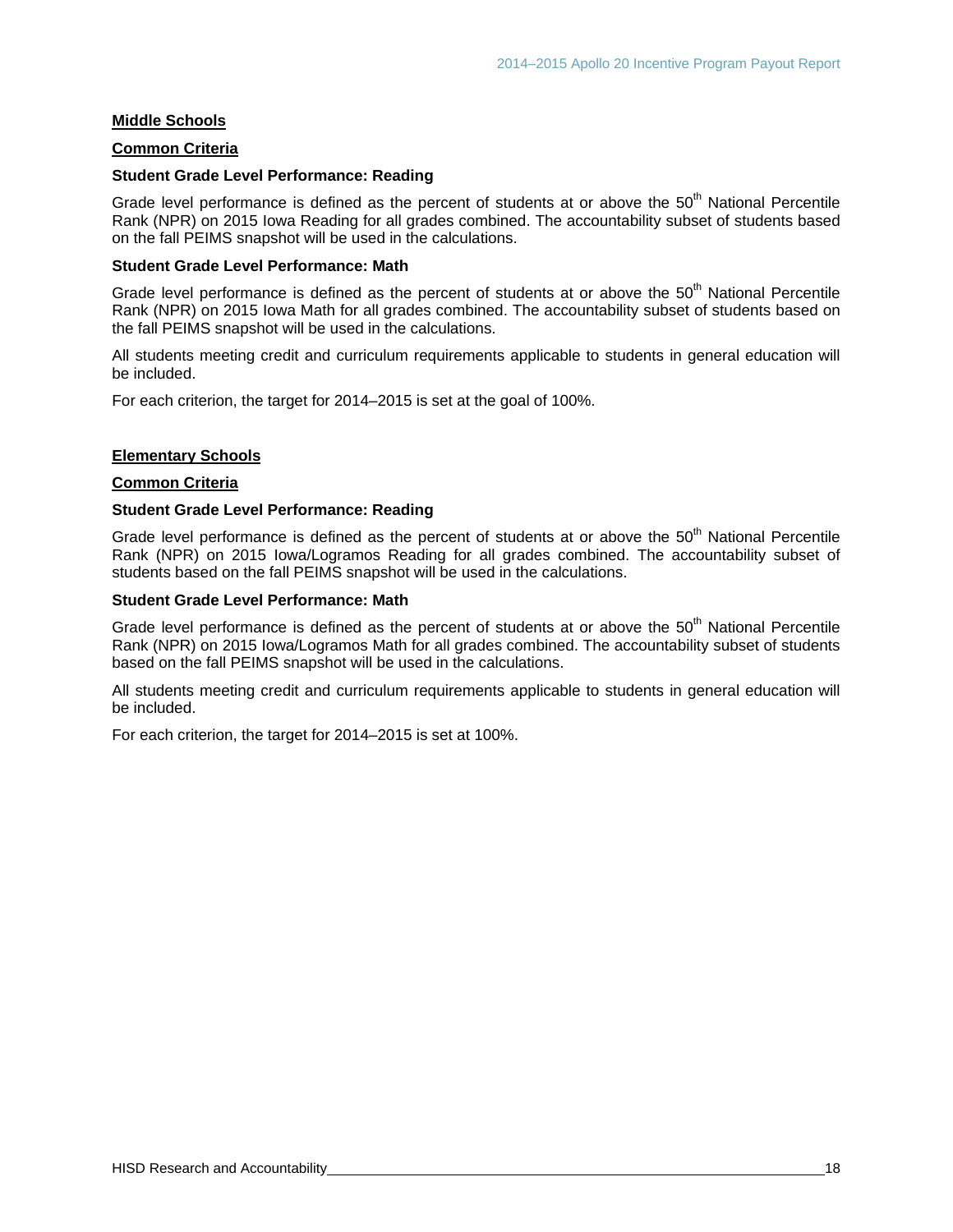## Middle Schools

### Common Criteria

**Student Grade Level Performance: Reading**

Grade level performance is defined as the percent of students at or above the 50th National Percentile Rank (NPR) on 2015 Iowa Reading for all grades combined. The accountability subset of students based on the fall PEIMS snapshot will be used in the calculations.

**Student Grade Level Performance: Math**

Grade level performance is defined as the percent of students at or above the 50th National Percentile Rank (NPR) on 2015 Iowa Math for all grades combined. The accountability subset of students based on the fall PEIMS snapshot will be used in the calculations.

All students meeting credit and curriculum requirements applicable to students in general education will be included.

For each criterion, the target for 2014–2015 is set at the goal of 100%.

## Elementary Schools

### Common Criteria

**Student Grade Level Performance: Reading**

Grade level performance is defined as the percent of students at or above the 50th National Percentile Rank (NPR) on 2015 Iowa/Logramos Reading for all grades combined. The accountability subset of students based on the fall PEIMS snapshot will be used in the calculations.

**Student Grade Level Performance: Math**

Grade level performance is defined as the percent of students at or above the 50th National Percentile Rank (NPR) on 2015 Iowa/Logramos Math for all grades combined. The accountability subset of students based on the fall PEIMS snapshot will be used in the calculations.

All students meeting credit and curriculum requirements applicable to students in general education will be included.

For each criterion, the target for 2014–2015 is set at 100%.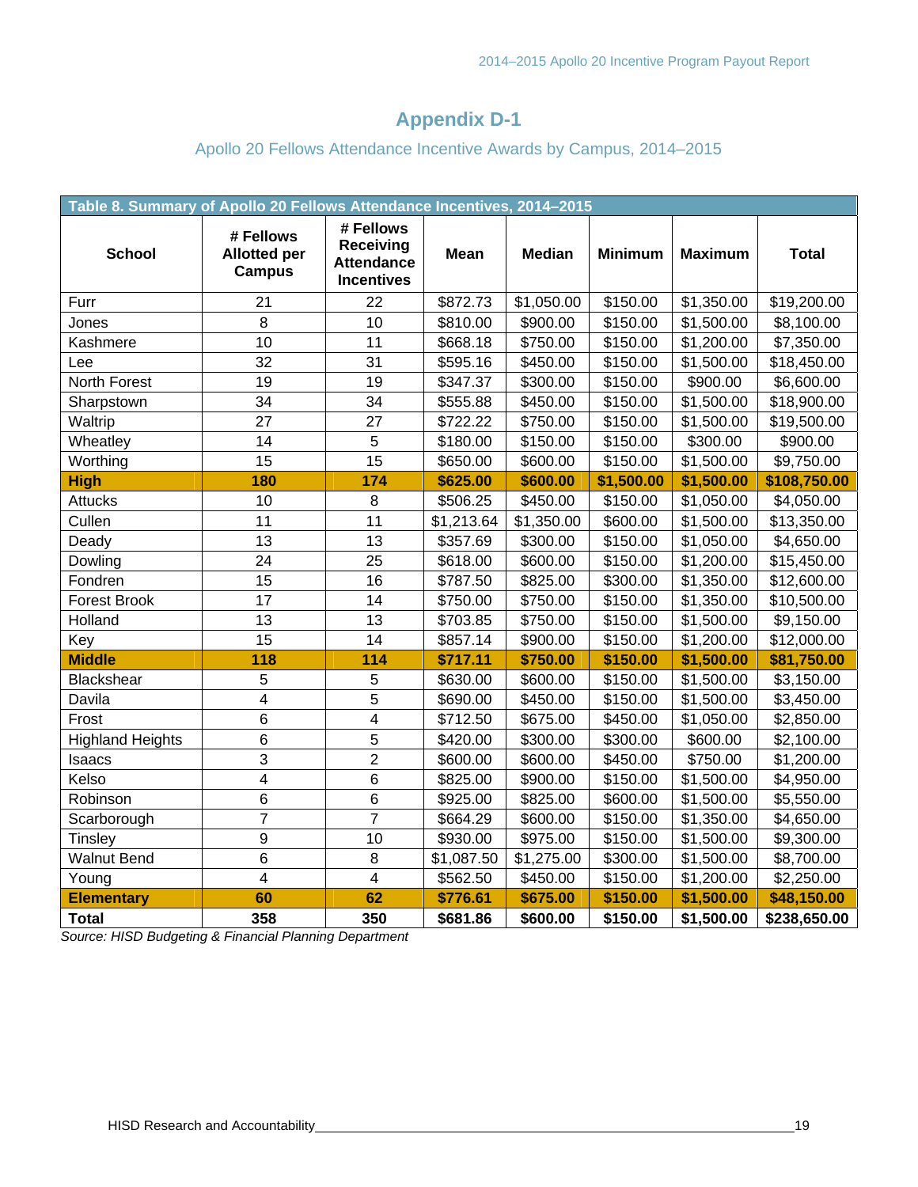## Appendix D-1

### Apollo 20 Fellows Attendance Incentive Awards by Campus, 2014–2015

**Table 8. Summary of Apollo 20 Fellows Attendance Incentives, 2014–2015**

| School | # Fellows Allotted per Campus | # Fellows Receiving Attendance Incentives | Mean | Median | Minimum | Maximum | Total |
|---|---|---|---|---|---|---|---|
| Furr | 21 | 22 | $872.73 | $1,050.00 | $150.00 | $1,350.00 | $19,200.00 |
| Jones | 8 | 10 | $810.00 | $900.00 | $150.00 | $1,500.00 | $8,100.00 |
| Kashmere | 10 | 11 | $668.18 | $750.00 | $150.00 | $1,200.00 | $7,350.00 |
| Lee | 32 | 31 | $595.16 | $450.00 | $150.00 | $1,500.00 | $18,450.00 |
| North Forest | 19 | 19 | $347.37 | $300.00 | $150.00 | $900.00 | $6,600.00 |
| Sharpstown | 34 | 34 | $555.88 | $450.00 | $150.00 | $1,500.00 | $18,900.00 |
| Waltrip | 27 | 27 | $722.22 | $750.00 | $150.00 | $1,500.00 | $19,500.00 |
| Wheatley | 14 | 5 | $180.00 | $150.00 | $150.00 | $300.00 | $900.00 |
| Worthing | 15 | 15 | $650.00 | $600.00 | $150.00 | $1,500.00 | $9,750.00 |
| **High** | **180** | **174** | **$625.00** | **$600.00** | **$1,500.00** | **$1,500.00** | **$108,750.00** |
| Attucks | 10 | 8 | $506.25 | $450.00 | $150.00 | $1,050.00 | $4,050.00 |
| Cullen | 11 | 11 | $1,213.64 | $1,350.00 | $600.00 | $1,500.00 | $13,350.00 |
| Deady | 13 | 13 | $357.69 | $300.00 | $150.00 | $1,050.00 | $4,650.00 |
| Dowling | 24 | 25 | $618.00 | $600.00 | $150.00 | $1,200.00 | $15,450.00 |
| Fondren | 15 | 16 | $787.50 | $825.00 | $300.00 | $1,350.00 | $12,600.00 |
| Forest Brook | 17 | 14 | $750.00 | $750.00 | $150.00 | $1,350.00 | $10,500.00 |
| Holland | 13 | 13 | $703.85 | $750.00 | $150.00 | $1,500.00 | $9,150.00 |
| Key | 15 | 14 | $857.14 | $900.00 | $150.00 | $1,200.00 | $12,000.00 |
| **Middle** | **118** | **114** | **$717.11** | **$750.00** | **$150.00** | **$1,500.00** | **$81,750.00** |
| Blackshear | 5 | 5 | $630.00 | $600.00 | $150.00 | $1,500.00 | $3,150.00 |
| Davila | 4 | 5 | $690.00 | $450.00 | $150.00 | $1,500.00 | $3,450.00 |
| Frost | 6 | 4 | $712.50 | $675.00 | $450.00 | $1,050.00 | $2,850.00 |
| Highland Heights | 6 | 5 | $420.00 | $300.00 | $300.00 | $600.00 | $2,100.00 |
| Isaacs | 3 | 2 | $600.00 | $600.00 | $450.00 | $750.00 | $1,200.00 |
| Kelso | 4 | 6 | $825.00 | $900.00 | $150.00 | $1,500.00 | $4,950.00 |
| Robinson | 6 | 6 | $925.00 | $825.00 | $600.00 | $1,500.00 | $5,550.00 |
| Scarborough | 7 | 7 | $664.29 | $600.00 | $150.00 | $1,350.00 | $4,650.00 |
| Tinsley | 9 | 10 | $930.00 | $975.00 | $150.00 | $1,500.00 | $9,300.00 |
| Walnut Bend | 6 | 8 | $1,087.50 | $1,275.00 | $300.00 | $1,500.00 | $8,700.00 |
| Young | 4 | 4 | $562.50 | $450.00 | $150.00 | $1,200.00 | $2,250.00 |
| **Elementary** | **60** | **62** | **$776.61** | **$675.00** | **$150.00** | **$1,500.00** | **$48,150.00** |
| **Total** | **358** | **350** | **$681.86** | **$600.00** | **$150.00** | **$1,500.00** | **$238,650.00** |

*Source: HISD Budgeting & Financial Planning Department*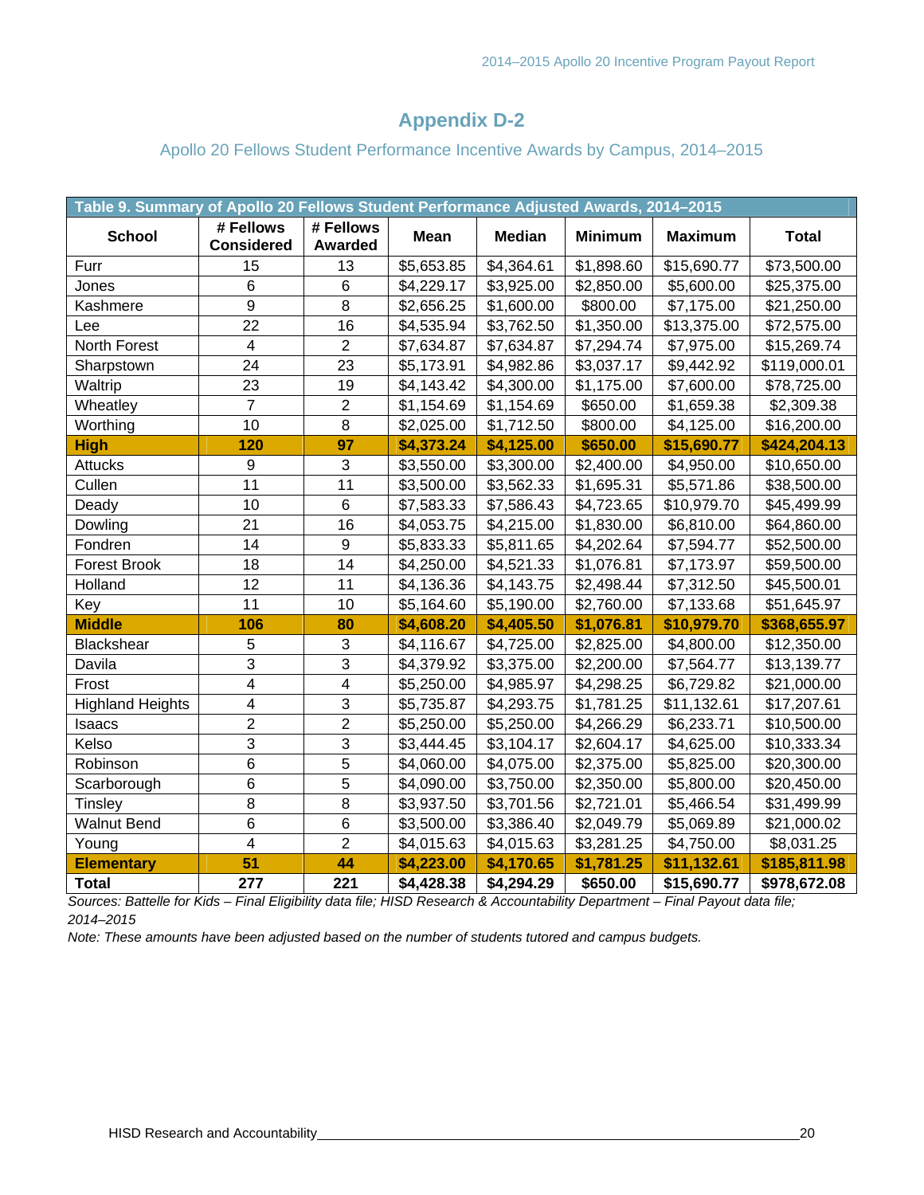# Appendix D-2

## Apollo 20 Fellows Student Performance Incentive Awards by Campus, 2014–2015

**Table 9. Summary of Apollo 20 Fellows Student Performance Adjusted Awards, 2014–2015**

| School | # Fellows Considered | # Fellows Awarded | Mean | Median | Minimum | Maximum | Total |
|---|---|---|---|---|---|---|---|
| Furr | 15 | 13 | $5,653.85 | $4,364.61 | $1,898.60 | $15,690.77 | $73,500.00 |
| Jones | 6 | 6 | $4,229.17 | $3,925.00 | $2,850.00 | $5,600.00 | $25,375.00 |
| Kashmere | 9 | 8 | $2,656.25 | $1,600.00 | $800.00 | $7,175.00 | $21,250.00 |
| Lee | 22 | 16 | $4,535.94 | $3,762.50 | $1,350.00 | $13,375.00 | $72,575.00 |
| North Forest | 4 | 2 | $7,634.87 | $7,634.87 | $7,294.74 | $7,975.00 | $15,269.74 |
| Sharpstown | 24 | 23 | $5,173.91 | $4,982.86 | $3,037.17 | $9,442.92 | $119,000.01 |
| Waltrip | 23 | 19 | $4,143.42 | $4,300.00 | $1,175.00 | $7,600.00 | $78,725.00 |
| Wheatley | 7 | 2 | $1,154.69 | $1,154.69 | $650.00 | $1,659.38 | $2,309.38 |
| Worthing | 10 | 8 | $2,025.00 | $1,712.50 | $800.00 | $4,125.00 | $16,200.00 |
| **High** | **120** | **97** | **$4,373.24** | **$4,125.00** | **$650.00** | **$15,690.77** | **$424,204.13** |
| Attucks | 9 | 3 | $3,550.00 | $3,300.00 | $2,400.00 | $4,950.00 | $10,650.00 |
| Cullen | 11 | 11 | $3,500.00 | $3,562.33 | $1,695.31 | $5,571.86 | $38,500.00 |
| Deady | 10 | 6 | $7,583.33 | $7,586.43 | $4,723.65 | $10,979.70 | $45,499.99 |
| Dowling | 21 | 16 | $4,053.75 | $4,215.00 | $1,830.00 | $6,810.00 | $64,860.00 |
| Fondren | 14 | 9 | $5,833.33 | $5,811.65 | $4,202.64 | $7,594.77 | $52,500.00 |
| Forest Brook | 18 | 14 | $4,250.00 | $4,521.33 | $1,076.81 | $7,173.97 | $59,500.00 |
| Holland | 12 | 11 | $4,136.36 | $4,143.75 | $2,498.44 | $7,312.50 | $45,500.01 |
| Key | 11 | 10 | $5,164.60 | $5,190.00 | $2,760.00 | $7,133.68 | $51,645.97 |
| **Middle** | **106** | **80** | **$4,608.20** | **$4,405.50** | **$1,076.81** | **$10,979.70** | **$368,655.97** |
| Blackshear | 5 | 3 | $4,116.67 | $4,725.00 | $2,825.00 | $4,800.00 | $12,350.00 |
| Davila | 3 | 3 | $4,379.92 | $3,375.00 | $2,200.00 | $7,564.77 | $13,139.77 |
| Frost | 4 | 4 | $5,250.00 | $4,985.97 | $4,298.25 | $6,729.82 | $21,000.00 |
| Highland Heights | 4 | 3 | $5,735.87 | $4,293.75 | $1,781.25 | $11,132.61 | $17,207.61 |
| Isaacs | 2 | 2 | $5,250.00 | $5,250.00 | $4,266.29 | $6,233.71 | $10,500.00 |
| Kelso | 3 | 3 | $3,444.45 | $3,104.17 | $2,604.17 | $4,625.00 | $10,333.34 |
| Robinson | 6 | 5 | $4,060.00 | $4,075.00 | $2,375.00 | $5,825.00 | $20,300.00 |
| Scarborough | 6 | 5 | $4,090.00 | $3,750.00 | $2,350.00 | $5,800.00 | $20,450.00 |
| Tinsley | 8 | 8 | $3,937.50 | $3,701.56 | $2,721.01 | $5,466.54 | $31,499.99 |
| Walnut Bend | 6 | 6 | $3,500.00 | $3,386.40 | $2,049.79 | $5,069.89 | $21,000.02 |
| Young | 4 | 2 | $4,015.63 | $4,015.63 | $3,281.25 | $4,750.00 | $8,031.25 |
| **Elementary** | **51** | **44** | **$4,223.00** | **$4,170.65** | **$1,781.25** | **$11,132.61** | **$185,811.98** |
| **Total** | **277** | **221** | **$4,428.38** | **$4,294.29** | **$650.00** | **$15,690.77** | **$978,672.08** |

*Sources: Battelle for Kids – Final Eligibility data file; HISD Research & Accountability Department – Final Payout data file; 2014–2015*

*Note: These amounts have been adjusted based on the number of students tutored and campus budgets.*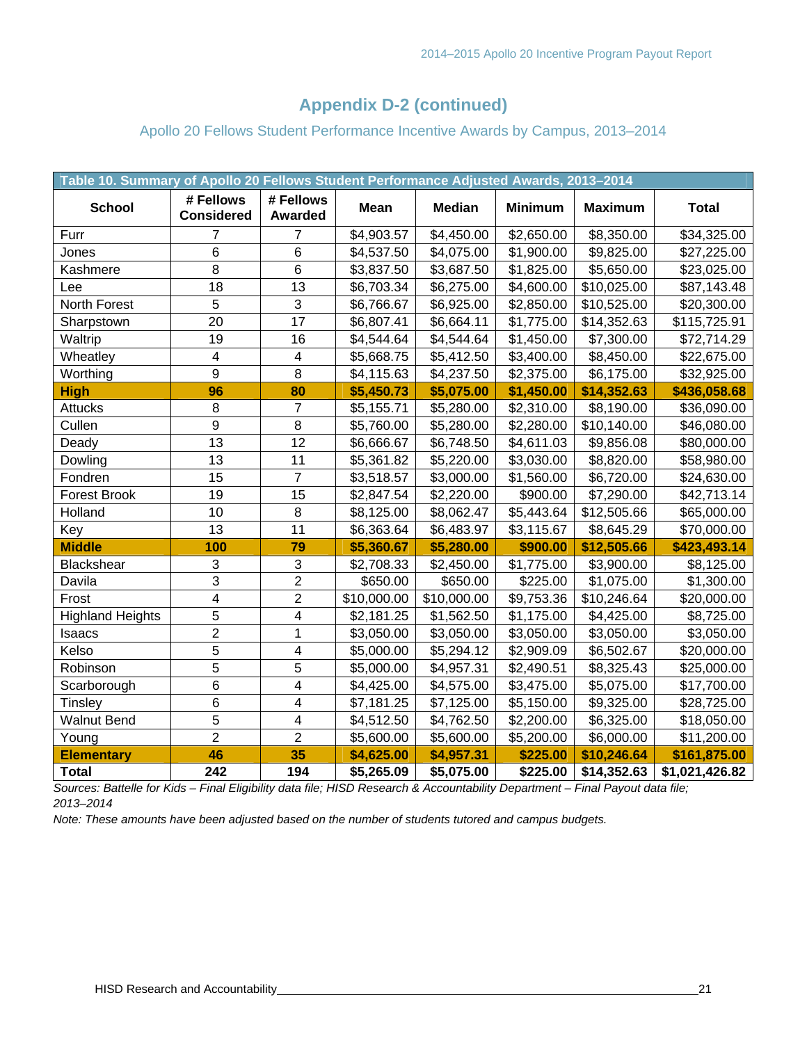## Appendix D-2 (continued)

### Apollo 20 Fellows Student Performance Incentive Awards by Campus, 2013–2014

| Table 10. Summary of Apollo 20 Fellows Student Performance Adjusted Awards, 2013–2014 | | | | | | | |
|---|---|---|---|---|---|---|---|
| **School** | **# Fellows Considered** | **# Fellows Awarded** | **Mean** | **Median** | **Minimum** | **Maximum** | **Total** |
| Furr | 7 | 7 | $4,903.57 | $4,450.00 | $2,650.00 | $8,350.00 | $34,325.00 |
| Jones | 6 | 6 | $4,537.50 | $4,075.00 | $1,900.00 | $9,825.00 | $27,225.00 |
| Kashmere | 8 | 6 | $3,837.50 | $3,687.50 | $1,825.00 | $5,650.00 | $23,025.00 |
| Lee | 18 | 13 | $6,703.34 | $6,275.00 | $4,600.00 | $10,025.00 | $87,143.48 |
| North Forest | 5 | 3 | $6,766.67 | $6,925.00 | $2,850.00 | $10,525.00 | $20,300.00 |
| Sharpstown | 20 | 17 | $6,807.41 | $6,664.11 | $1,775.00 | $14,352.63 | $115,725.91 |
| Waltrip | 19 | 16 | $4,544.64 | $4,544.64 | $1,450.00 | $7,300.00 | $72,714.29 |
| Wheatley | 4 | 4 | $5,668.75 | $5,412.50 | $3,400.00 | $8,450.00 | $22,675.00 |
| Worthing | 9 | 8 | $4,115.63 | $4,237.50 | $2,375.00 | $6,175.00 | $32,925.00 |
| **High** | **96** | **80** | **$5,450.73** | **$5,075.00** | **$1,450.00** | **$14,352.63** | **$436,058.68** |
| Attucks | 8 | 7 | $5,155.71 | $5,280.00 | $2,310.00 | $8,190.00 | $36,090.00 |
| Cullen | 9 | 8 | $5,760.00 | $5,280.00 | $2,280.00 | $10,140.00 | $46,080.00 |
| Deady | 13 | 12 | $6,666.67 | $6,748.50 | $4,611.03 | $9,856.08 | $80,000.00 |
| Dowling | 13 | 11 | $5,361.82 | $5,220.00 | $3,030.00 | $8,820.00 | $58,980.00 |
| Fondren | 15 | 7 | $3,518.57 | $3,000.00 | $1,560.00 | $6,720.00 | $24,630.00 |
| Forest Brook | 19 | 15 | $2,847.54 | $2,220.00 | $900.00 | $7,290.00 | $42,713.14 |
| Holland | 10 | 8 | $8,125.00 | $8,062.47 | $5,443.64 | $12,505.66 | $65,000.00 |
| Key | 13 | 11 | $6,363.64 | $6,483.97 | $3,115.67 | $8,645.29 | $70,000.00 |
| **Middle** | **100** | **79** | **$5,360.67** | **$5,280.00** | **$900.00** | **$12,505.66** | **$423,493.14** |
| Blackshear | 3 | 3 | $2,708.33 | $2,450.00 | $1,775.00 | $3,900.00 | $8,125.00 |
| Davila | 3 | 2 | $650.00 | $650.00 | $225.00 | $1,075.00 | $1,300.00 |
| Frost | 4 | 2 | $10,000.00 | $10,000.00 | $9,753.36 | $10,246.64 | $20,000.00 |
| Highland Heights | 5 | 4 | $2,181.25 | $1,562.50 | $1,175.00 | $4,425.00 | $8,725.00 |
| Isaacs | 2 | 1 | $3,050.00 | $3,050.00 | $3,050.00 | $3,050.00 | $3,050.00 |
| Kelso | 5 | 4 | $5,000.00 | $5,294.12 | $2,909.09 | $6,502.67 | $20,000.00 |
| Robinson | 5 | 5 | $5,000.00 | $4,957.31 | $2,490.51 | $8,325.43 | $25,000.00 |
| Scarborough | 6 | 4 | $4,425.00 | $4,575.00 | $3,475.00 | $5,075.00 | $17,700.00 |
| Tinsley | 6 | 4 | $7,181.25 | $7,125.00 | $5,150.00 | $9,325.00 | $28,725.00 |
| Walnut Bend | 5 | 4 | $4,512.50 | $4,762.50 | $2,200.00 | $6,325.00 | $18,050.00 |
| Young | 2 | 2 | $5,600.00 | $5,600.00 | $5,200.00 | $6,000.00 | $11,200.00 |
| **Elementary** | **46** | **35** | **$4,625.00** | **$4,957.31** | **$225.00** | **$10,246.64** | **$161,875.00** |
| **Total** | **242** | **194** | **$5,265.09** | **$5,075.00** | **$225.00** | **$14,352.63** | **$1,021,426.82** |

*Sources: Battelle for Kids – Final Eligibility data file; HISD Research & Accountability Department – Final Payout data file; 2013–2014*

*Note: These amounts have been adjusted based on the number of students tutored and campus budgets.*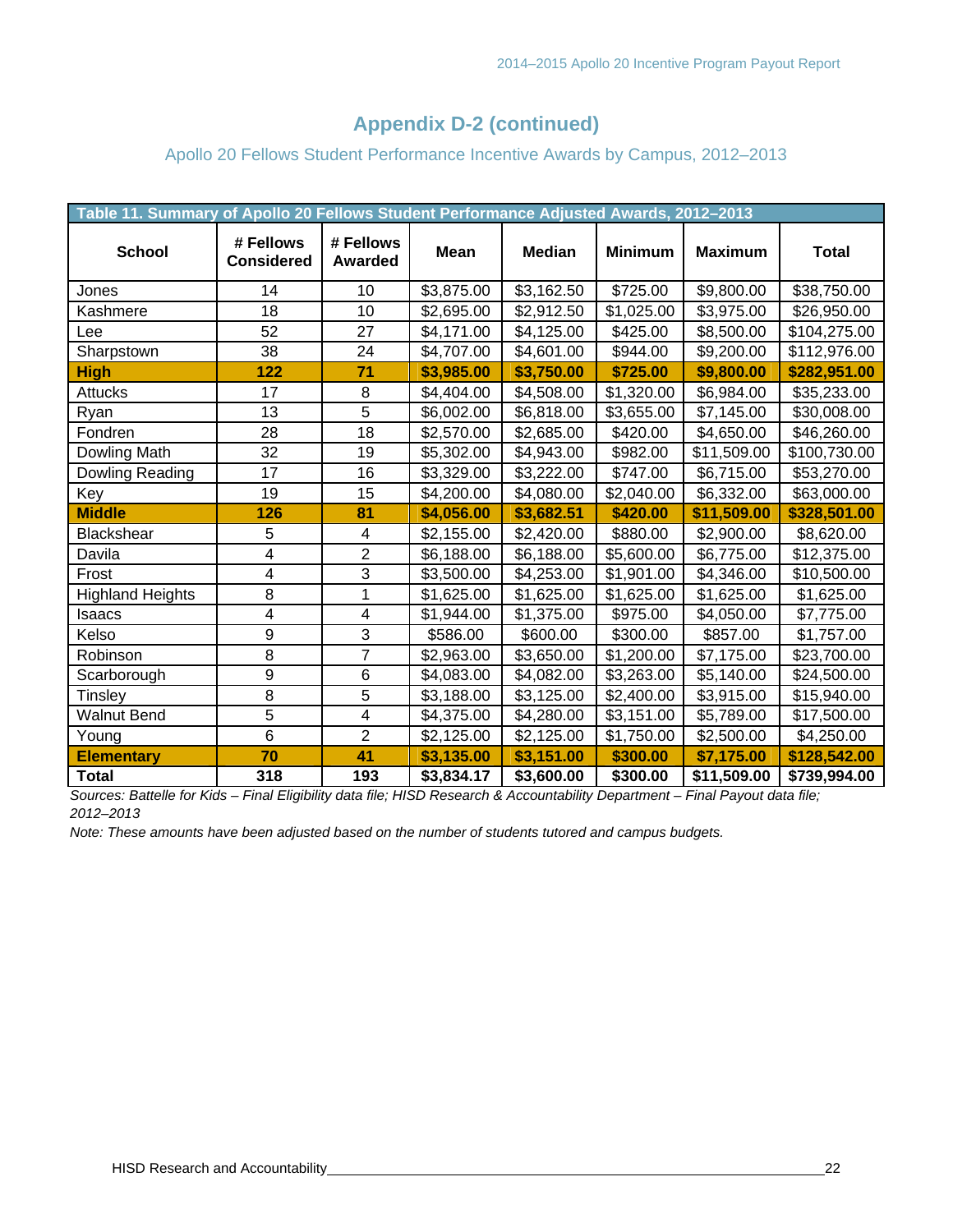## Appendix D-2 (continued)

### Apollo 20 Fellows Student Performance Incentive Awards by Campus, 2012–2013

| Table 11. Summary of Apollo 20 Fellows Student Performance Adjusted Awards, 2012–2013 | | | | | | | |
|---|---|---|---|---|---|---|---|
| **School** | **# Fellows Considered** | **# Fellows Awarded** | **Mean** | **Median** | **Minimum** | **Maximum** | **Total** |
| Jones | 14 | 10 | $3,875.00 | $3,162.50 | $725.00 | $9,800.00 | $38,750.00 |
| Kashmere | 18 | 10 | $2,695.00 | $2,912.50 | $1,025.00 | $3,975.00 | $26,950.00 |
| Lee | 52 | 27 | $4,171.00 | $4,125.00 | $425.00 | $8,500.00 | $104,275.00 |
| Sharpstown | 38 | 24 | $4,707.00 | $4,601.00 | $944.00 | $9,200.00 | $112,976.00 |
| **High** | **122** | **71** | **$3,985.00** | **$3,750.00** | **$725.00** | **$9,800.00** | **$282,951.00** |
| Attucks | 17 | 8 | $4,404.00 | $4,508.00 | $1,320.00 | $6,984.00 | $35,233.00 |
| Ryan | 13 | 5 | $6,002.00 | $6,818.00 | $3,655.00 | $7,145.00 | $30,008.00 |
| Fondren | 28 | 18 | $2,570.00 | $2,685.00 | $420.00 | $4,650.00 | $46,260.00 |
| Dowling Math | 32 | 19 | $5,302.00 | $4,943.00 | $982.00 | $11,509.00 | $100,730.00 |
| Dowling Reading | 17 | 16 | $3,329.00 | $3,222.00 | $747.00 | $6,715.00 | $53,270.00 |
| Key | 19 | 15 | $4,200.00 | $4,080.00 | $2,040.00 | $6,332.00 | $63,000.00 |
| **Middle** | **126** | **81** | **$4,056.00** | **$3,682.51** | **$420.00** | **$11,509.00** | **$328,501.00** |
| Blackshear | 5 | 4 | $2,155.00 | $2,420.00 | $880.00 | $2,900.00 | $8,620.00 |
| Davila | 4 | 2 | $6,188.00 | $6,188.00 | $5,600.00 | $6,775.00 | $12,375.00 |
| Frost | 4 | 3 | $3,500.00 | $4,253.00 | $1,901.00 | $4,346.00 | $10,500.00 |
| Highland Heights | 8 | 1 | $1,625.00 | $1,625.00 | $1,625.00 | $1,625.00 | $1,625.00 |
| Isaacs | 4 | 4 | $1,944.00 | $1,375.00 | $975.00 | $4,050.00 | $7,775.00 |
| Kelso | 9 | 3 | $586.00 | $600.00 | $300.00 | $857.00 | $1,757.00 |
| Robinson | 8 | 7 | $2,963.00 | $3,650.00 | $1,200.00 | $7,175.00 | $23,700.00 |
| Scarborough | 9 | 6 | $4,083.00 | $4,082.00 | $3,263.00 | $5,140.00 | $24,500.00 |
| Tinsley | 8 | 5 | $3,188.00 | $3,125.00 | $2,400.00 | $3,915.00 | $15,940.00 |
| Walnut Bend | 5 | 4 | $4,375.00 | $4,280.00 | $3,151.00 | $5,789.00 | $17,500.00 |
| Young | 6 | 2 | $2,125.00 | $2,125.00 | $1,750.00 | $2,500.00 | $4,250.00 |
| **Elementary** | **70** | **41** | **$3,135.00** | **$3,151.00** | **$300.00** | **$7,175.00** | **$128,542.00** |
| **Total** | **318** | **193** | **$3,834.17** | **$3,600.00** | **$300.00** | **$11,509.00** | **$739,994.00** |

*Sources: Battelle for Kids – Final Eligibility data file; HISD Research & Accountability Department – Final Payout data file; 2012–2013*

*Note: These amounts have been adjusted based on the number of students tutored and campus budgets.*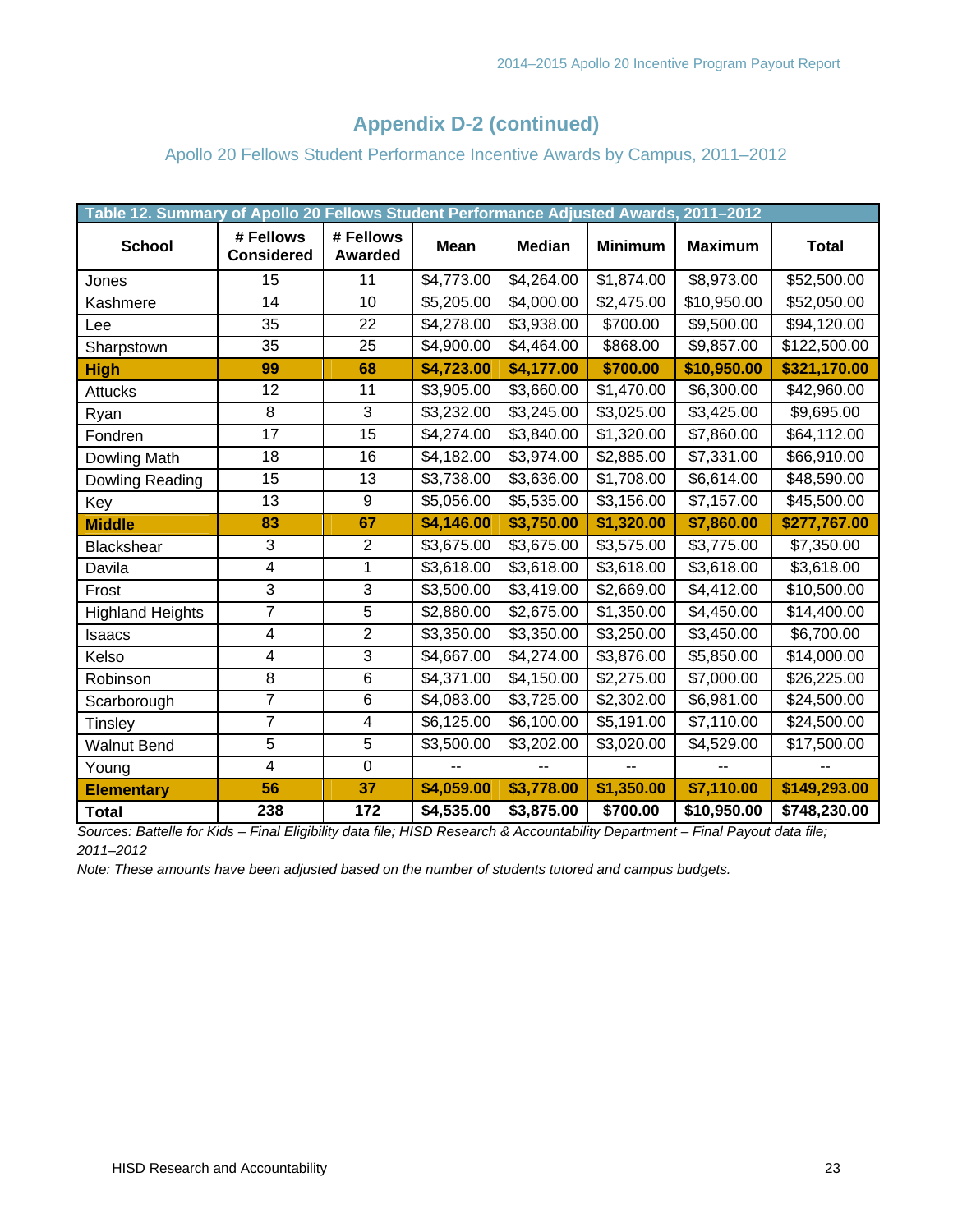## Appendix D-2 (continued)

### Apollo 20 Fellows Student Performance Incentive Awards by Campus, 2011–2012

**Table 12. Summary of Apollo 20 Fellows Student Performance Adjusted Awards, 2011–2012**

| School | # Fellows Considered | # Fellows Awarded | Mean | Median | Minimum | Maximum | Total |
|---|---|---|---|---|---|---|---|
| Jones | 15 | 11 | $4,773.00 | $4,264.00 | $1,874.00 | $8,973.00 | $52,500.00 |
| Kashmere | 14 | 10 | $5,205.00 | $4,000.00 | $2,475.00 | $10,950.00 | $52,050.00 |
| Lee | 35 | 22 | $4,278.00 | $3,938.00 | $700.00 | $9,500.00 | $94,120.00 |
| Sharpstown | 35 | 25 | $4,900.00 | $4,464.00 | $868.00 | $9,857.00 | $122,500.00 |
| **High** | **99** | **68** | **$4,723.00** | **$4,177.00** | **$700.00** | **$10,950.00** | **$321,170.00** |
| Attucks | 12 | 11 | $3,905.00 | $3,660.00 | $1,470.00 | $6,300.00 | $42,960.00 |
| Ryan | 8 | 3 | $3,232.00 | $3,245.00 | $3,025.00 | $3,425.00 | $9,695.00 |
| Fondren | 17 | 15 | $4,274.00 | $3,840.00 | $1,320.00 | $7,860.00 | $64,112.00 |
| Dowling Math | 18 | 16 | $4,182.00 | $3,974.00 | $2,885.00 | $7,331.00 | $66,910.00 |
| Dowling Reading | 15 | 13 | $3,738.00 | $3,636.00 | $1,708.00 | $6,614.00 | $48,590.00 |
| Key | 13 | 9 | $5,056.00 | $5,535.00 | $3,156.00 | $7,157.00 | $45,500.00 |
| **Middle** | **83** | **67** | **$4,146.00** | **$3,750.00** | **$1,320.00** | **$7,860.00** | **$277,767.00** |
| Blackshear | 3 | 2 | $3,675.00 | $3,675.00 | $3,575.00 | $3,775.00 | $7,350.00 |
| Davila | 4 | 1 | $3,618.00 | $3,618.00 | $3,618.00 | $3,618.00 | $3,618.00 |
| Frost | 3 | 3 | $3,500.00 | $3,419.00 | $2,669.00 | $4,412.00 | $10,500.00 |
| Highland Heights | 7 | 5 | $2,880.00 | $2,675.00 | $1,350.00 | $4,450.00 | $14,400.00 |
| Isaacs | 4 | 2 | $3,350.00 | $3,350.00 | $3,250.00 | $3,450.00 | $6,700.00 |
| Kelso | 4 | 3 | $4,667.00 | $4,274.00 | $3,876.00 | $5,850.00 | $14,000.00 |
| Robinson | 8 | 6 | $4,371.00 | $4,150.00 | $2,275.00 | $7,000.00 | $26,225.00 |
| Scarborough | 7 | 6 | $4,083.00 | $3,725.00 | $2,302.00 | $6,981.00 | $24,500.00 |
| Tinsley | 7 | 4 | $6,125.00 | $6,100.00 | $5,191.00 | $7,110.00 | $24,500.00 |
| Walnut Bend | 5 | 5 | $3,500.00 | $3,202.00 | $3,020.00 | $4,529.00 | $17,500.00 |
| Young | 4 | 0 | -- | -- | -- | -- | -- |
| **Elementary** | **56** | **37** | **$4,059.00** | **$3,778.00** | **$1,350.00** | **$7,110.00** | **$149,293.00** |
| **Total** | **238** | **172** | **$4,535.00** | **$3,875.00** | **$700.00** | **$10,950.00** | **$748,230.00** |

*Sources: Battelle for Kids – Final Eligibility data file; HISD Research & Accountability Department – Final Payout data file; 2011–2012*

*Note: These amounts have been adjusted based on the number of students tutored and campus budgets.*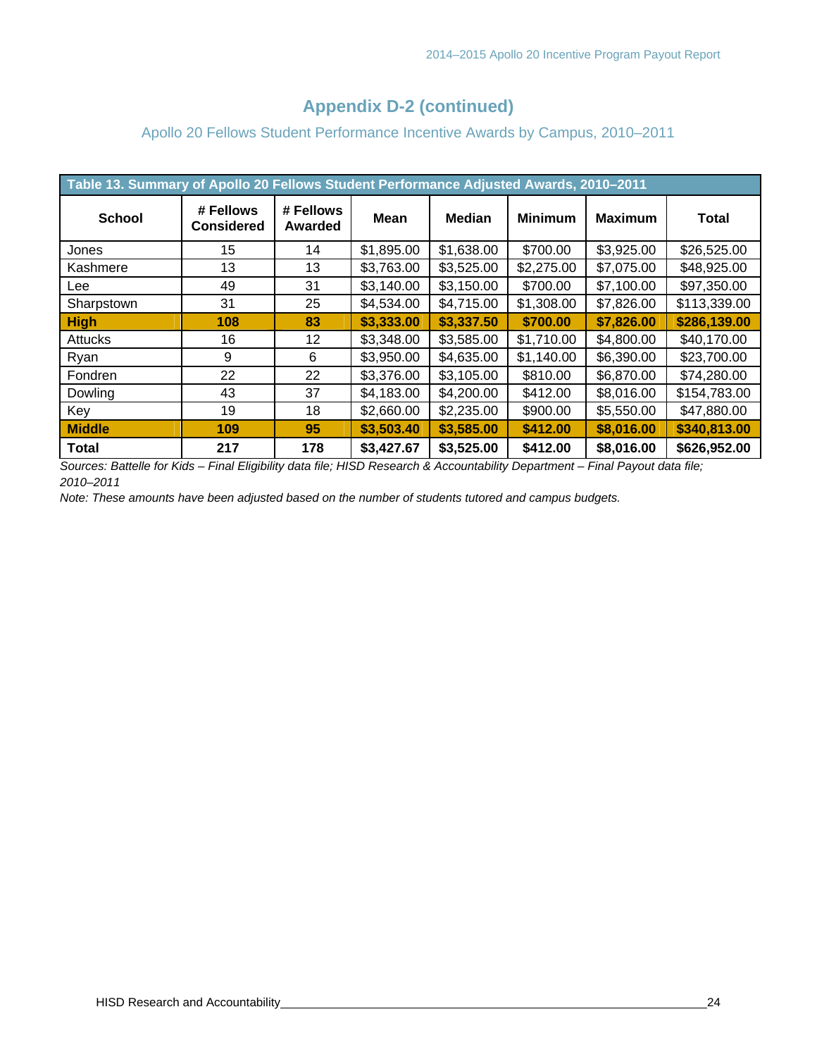## Appendix D-2 (continued)

### Apollo 20 Fellows Student Performance Incentive Awards by Campus, 2010–2011

| Table 13. Summary of Apollo 20 Fellows Student Performance Adjusted Awards, 2010–2011 | | | | | | | |
|---|---|---|---|---|---|---|---|
| **School** | **# Fellows Considered** | **# Fellows Awarded** | **Mean** | **Median** | **Minimum** | **Maximum** | **Total** |
| Jones | 15 | 14 | $1,895.00 | $1,638.00 | $700.00 | $3,925.00 | $26,525.00 |
| Kashmere | 13 | 13 | $3,763.00 | $3,525.00 | $2,275.00 | $7,075.00 | $48,925.00 |
| Lee | 49 | 31 | $3,140.00 | $3,150.00 | $700.00 | $7,100.00 | $97,350.00 |
| Sharpstown | 31 | 25 | $4,534.00 | $4,715.00 | $1,308.00 | $7,826.00 | $113,339.00 |
| **High** | **108** | **83** | **$3,333.00** | **$3,337.50** | **$700.00** | **$7,826.00** | **$286,139.00** |
| Attucks | 16 | 12 | $3,348.00 | $3,585.00 | $1,710.00 | $4,800.00 | $40,170.00 |
| Ryan | 9 | 6 | $3,950.00 | $4,635.00 | $1,140.00 | $6,390.00 | $23,700.00 |
| Fondren | 22 | 22 | $3,376.00 | $3,105.00 | $810.00 | $6,870.00 | $74,280.00 |
| Dowling | 43 | 37 | $4,183.00 | $4,200.00 | $412.00 | $8,016.00 | $154,783.00 |
| Key | 19 | 18 | $2,660.00 | $2,235.00 | $900.00 | $5,550.00 | $47,880.00 |
| **Middle** | **109** | **95** | **$3,503.40** | **$3,585.00** | **$412.00** | **$8,016.00** | **$340,813.00** |
| **Total** | **217** | **178** | **$3,427.67** | **$3,525.00** | **$412.00** | **$8,016.00** | **$626,952.00** |

*Sources: Battelle for Kids – Final Eligibility data file; HISD Research & Accountability Department – Final Payout data file; 2010–2011*

*Note: These amounts have been adjusted based on the number of students tutored and campus budgets.*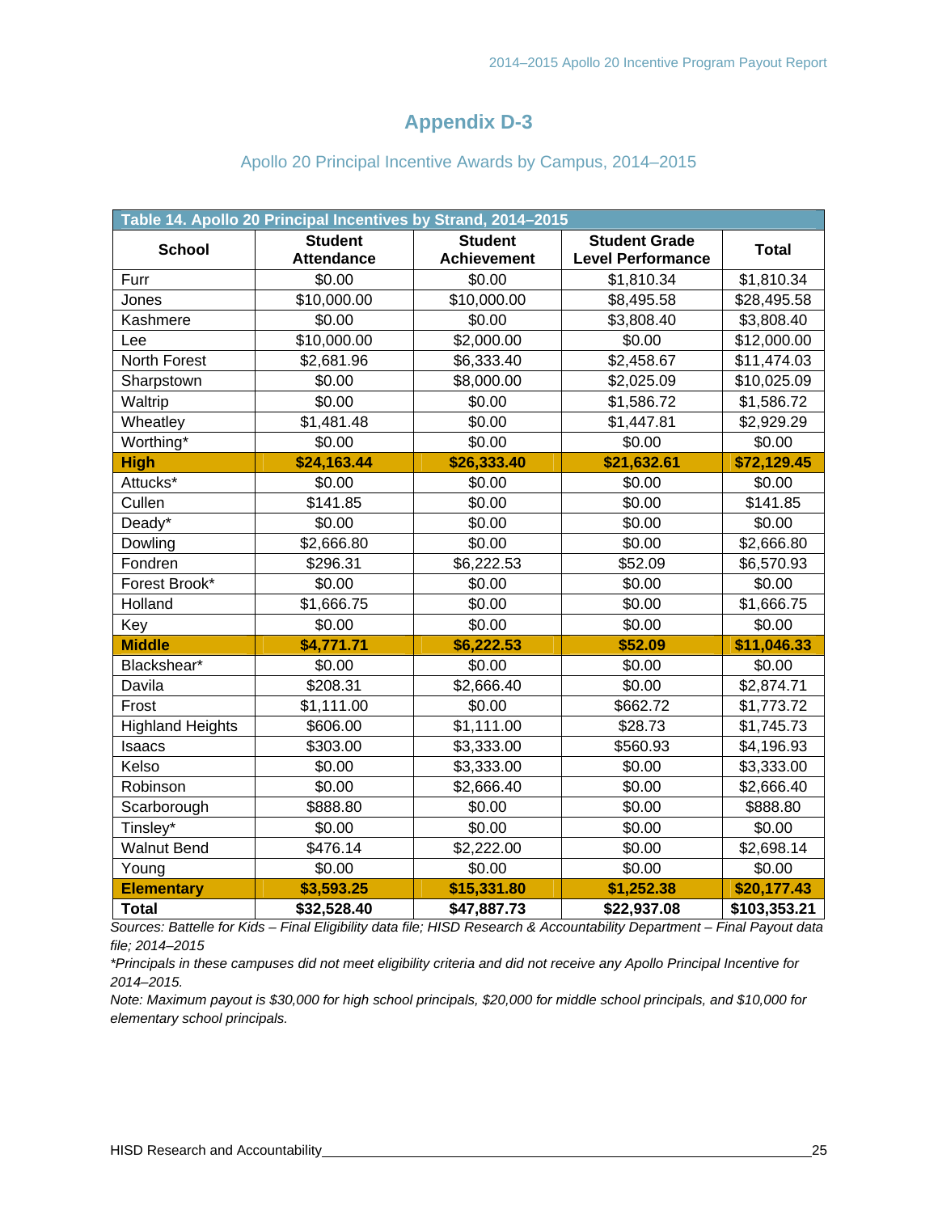# Appendix D-3

## Apollo 20 Principal Incentive Awards by Campus, 2014–2015

**Table 14. Apollo 20 Principal Incentives by Strand, 2014–2015**

| School | Student Attendance | Student Achievement | Student Grade Level Performance | Total |
|---|---|---|---|---|
| Furr | $0.00 | $0.00 | $1,810.34 | $1,810.34 |
| Jones | $10,000.00 | $10,000.00 | $8,495.58 | $28,495.58 |
| Kashmere | $0.00 | $0.00 | $3,808.40 | $3,808.40 |
| Lee | $10,000.00 | $2,000.00 | $0.00 | $12,000.00 |
| North Forest | $2,681.96 | $6,333.40 | $2,458.67 | $11,474.03 |
| Sharpstown | $0.00 | $8,000.00 | $2,025.09 | $10,025.09 |
| Waltrip | $0.00 | $0.00 | $1,586.72 | $1,586.72 |
| Wheatley | $1,481.48 | $0.00 | $1,447.81 | $2,929.29 |
| Worthing* | $0.00 | $0.00 | $0.00 | $0.00 |
| **High** | **$24,163.44** | **$26,333.40** | **$21,632.61** | **$72,129.45** |
| Attucks* | $0.00 | $0.00 | $0.00 | $0.00 |
| Cullen | $141.85 | $0.00 | $0.00 | $141.85 |
| Deady* | $0.00 | $0.00 | $0.00 | $0.00 |
| Dowling | $2,666.80 | $0.00 | $0.00 | $2,666.80 |
| Fondren | $296.31 | $6,222.53 | $52.09 | $6,570.93 |
| Forest Brook* | $0.00 | $0.00 | $0.00 | $0.00 |
| Holland | $1,666.75 | $0.00 | $0.00 | $1,666.75 |
| Key | $0.00 | $0.00 | $0.00 | $0.00 |
| **Middle** | **$4,771.71** | **$6,222.53** | **$52.09** | **$11,046.33** |
| Blackshear* | $0.00 | $0.00 | $0.00 | $0.00 |
| Davila | $208.31 | $2,666.40 | $0.00 | $2,874.71 |
| Frost | $1,111.00 | $0.00 | $662.72 | $1,773.72 |
| Highland Heights | $606.00 | $1,111.00 | $28.73 | $1,745.73 |
| Isaacs | $303.00 | $3,333.00 | $560.93 | $4,196.93 |
| Kelso | $0.00 | $3,333.00 | $0.00 | $3,333.00 |
| Robinson | $0.00 | $2,666.40 | $0.00 | $2,666.40 |
| Scarborough | $888.80 | $0.00 | $0.00 | $888.80 |
| Tinsley* | $0.00 | $0.00 | $0.00 | $0.00 |
| Walnut Bend | $476.14 | $2,222.00 | $0.00 | $2,698.14 |
| Young | $0.00 | $0.00 | $0.00 | $0.00 |
| **Elementary** | **$3,593.25** | **$15,331.80** | **$1,252.38** | **$20,177.43** |
| **Total** | **$32,528.40** | **$47,887.73** | **$22,937.08** | **$103,353.21** |

*Sources: Battelle for Kids – Final Eligibility data file; HISD Research & Accountability Department – Final Payout data file; 2014–2015*

*\*Principals in these campuses did not meet eligibility criteria and did not receive any Apollo Principal Incentive for 2014–2015.*

*Note: Maximum payout is $30,000 for high school principals, $20,000 for middle school principals, and $10,000 for elementary school principals.*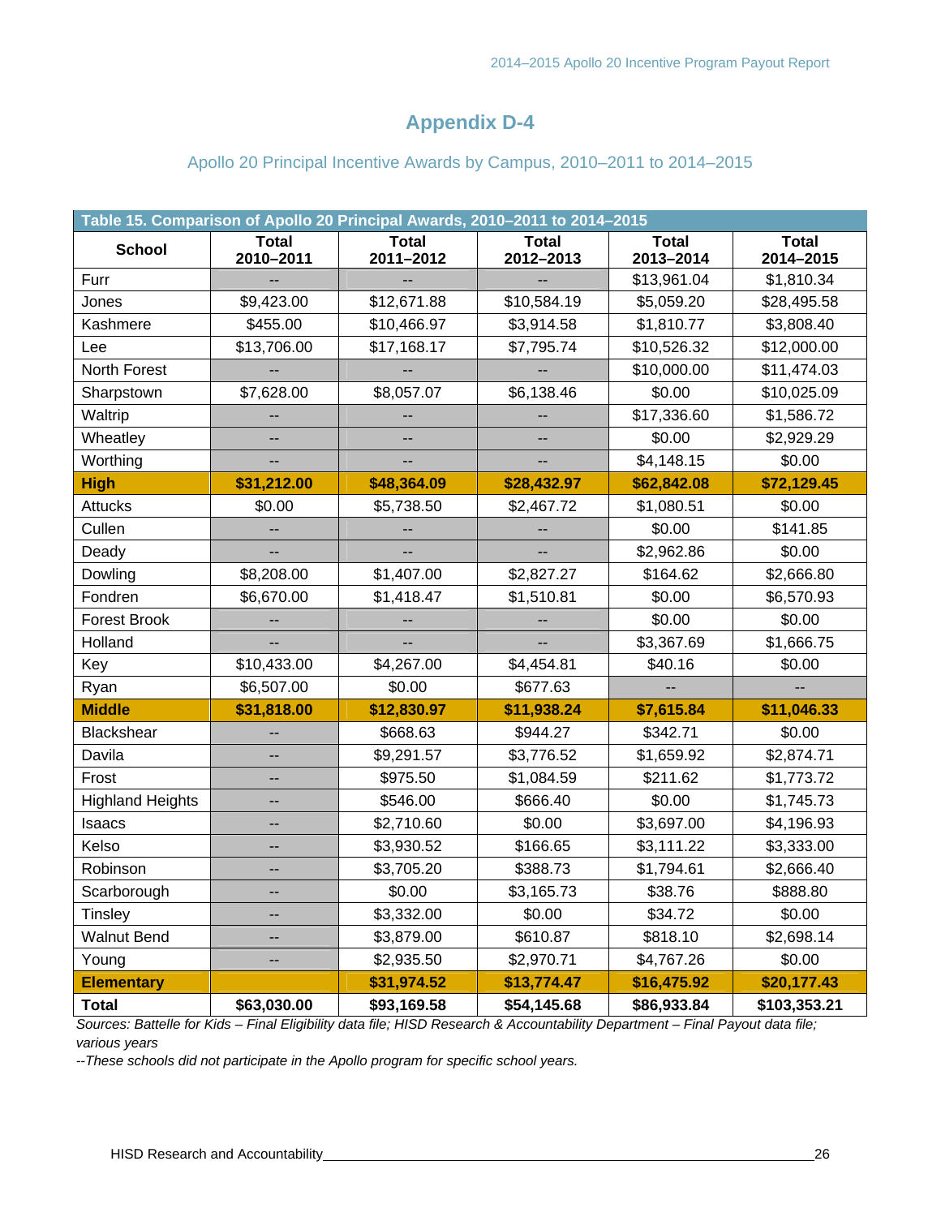## Appendix D-4

Apollo 20 Principal Incentive Awards by Campus, 2010–2011 to 2014–2015

**Table 15. Comparison of Apollo 20 Principal Awards, 2010–2011 to 2014–2015**

| School | Total 2010–2011 | Total 2011–2012 | Total 2012–2013 | Total 2013–2014 | Total 2014–2015 |
|---|---|---|---|---|---|
| Furr | -- | -- | -- | $13,961.04 | $1,810.34 |
| Jones | $9,423.00 | $12,671.88 | $10,584.19 | $5,059.20 | $28,495.58 |
| Kashmere | $455.00 | $10,466.97 | $3,914.58 | $1,810.77 | $3,808.40 |
| Lee | $13,706.00 | $17,168.17 | $7,795.74 | $10,526.32 | $12,000.00 |
| North Forest | -- | -- | -- | $10,000.00 | $11,474.03 |
| Sharpstown | $7,628.00 | $8,057.07 | $6,138.46 | $0.00 | $10,025.09 |
| Waltrip | -- | -- | -- | $17,336.60 | $1,586.72 |
| Wheatley | -- | -- | -- | $0.00 | $2,929.29 |
| Worthing | -- | -- | -- | $4,148.15 | $0.00 |
| **High** | **$31,212.00** | **$48,364.09** | **$28,432.97** | **$62,842.08** | **$72,129.45** |
| Attucks | $0.00 | $5,738.50 | $2,467.72 | $1,080.51 | $0.00 |
| Cullen | -- | -- | -- | $0.00 | $141.85 |
| Deady | -- | -- | -- | $2,962.86 | $0.00 |
| Dowling | $8,208.00 | $1,407.00 | $2,827.27 | $164.62 | $2,666.80 |
| Fondren | $6,670.00 | $1,418.47 | $1,510.81 | $0.00 | $6,570.93 |
| Forest Brook | -- | -- | -- | $0.00 | $0.00 |
| Holland | -- | -- | -- | $3,367.69 | $1,666.75 |
| Key | $10,433.00 | $4,267.00 | $4,454.81 | $40.16 | $0.00 |
| Ryan | $6,507.00 | $0.00 | $677.63 | -- | -- |
| **Middle** | **$31,818.00** | **$12,830.97** | **$11,938.24** | **$7,615.84** | **$11,046.33** |
| Blackshear | -- | $668.63 | $944.27 | $342.71 | $0.00 |
| Davila | -- | $9,291.57 | $3,776.52 | $1,659.92 | $2,874.71 |
| Frost | -- | $975.50 | $1,084.59 | $211.62 | $1,773.72 |
| Highland Heights | -- | $546.00 | $666.40 | $0.00 | $1,745.73 |
| Isaacs | -- | $2,710.60 | $0.00 | $3,697.00 | $4,196.93 |
| Kelso | -- | $3,930.52 | $166.65 | $3,111.22 | $3,333.00 |
| Robinson | -- | $3,705.20 | $388.73 | $1,794.61 | $2,666.40 |
| Scarborough | -- | $0.00 | $3,165.73 | $38.76 | $888.80 |
| Tinsley | -- | $3,332.00 | $0.00 | $34.72 | $0.00 |
| Walnut Bend | -- | $3,879.00 | $610.87 | $818.10 | $2,698.14 |
| Young | -- | $2,935.50 | $2,970.71 | $4,767.26 | $0.00 |
| **Elementary** | | **$31,974.52** | **$13,774.47** | **$16,475.92** | **$20,177.43** |
| **Total** | **$63,030.00** | **$93,169.58** | **$54,145.68** | **$86,933.84** | **$103,353.21** |

*Sources: Battelle for Kids – Final Eligibility data file; HISD Research & Accountability Department – Final Payout data file; various years*

*--These schools did not participate in the Apollo program for specific school years.*